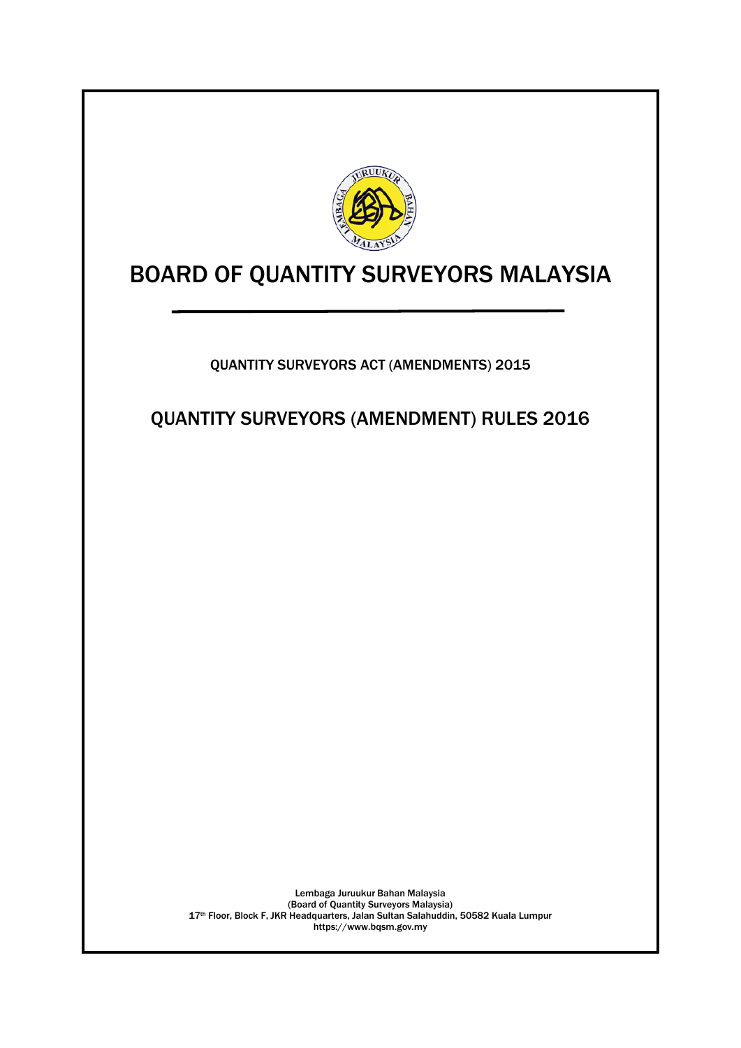# BOARD OF QUANTITY SURVEYORS MALAYSIA

QUANTITY SURVEYORS ACT (AMENDMENTS) 2015

## QUANTITY SURVEYORS (AMENDMENT) RULES 2016

Lembaga Juruukur Bahan Malaysia
(Board of Quantity Surveyors Malaysia)
17th Floor, Block F, JKR Headquarters, Jalan Sultan Salahuddin, 50582 Kuala Lumpur
https://www.bqsm.gov.my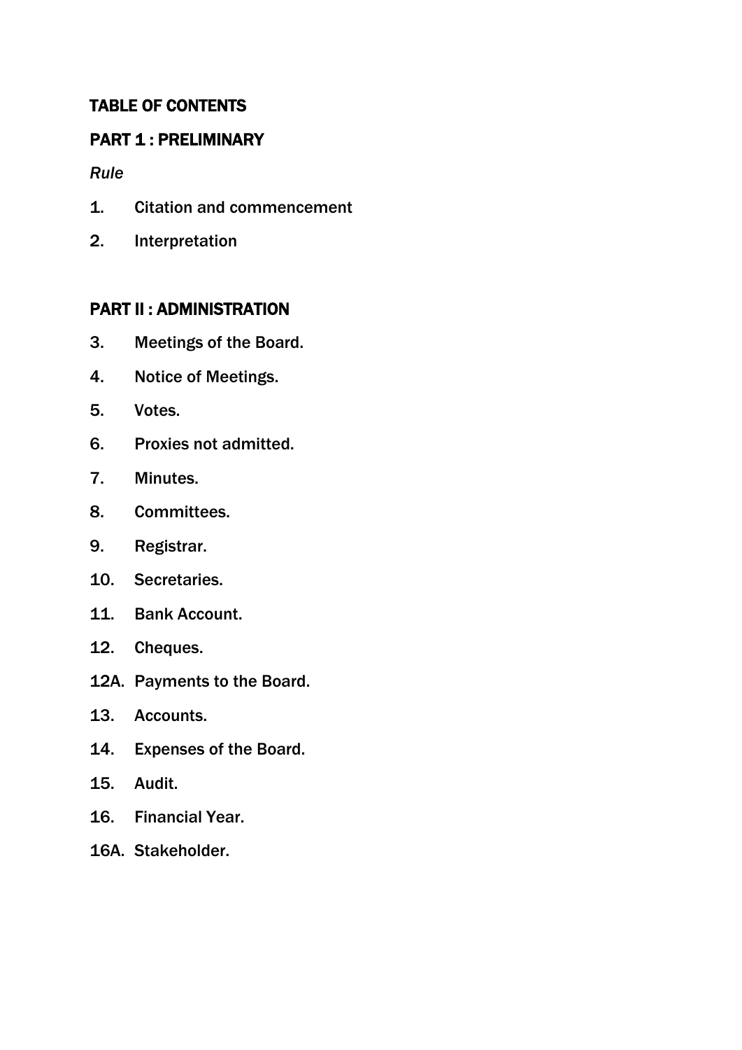## TABLE OF CONTENTS

## PART 1 : PRELIMINARY

*Rule*

1. Citation and commencement
2. Interpretation

## PART II : ADMINISTRATION

3. Meetings of the Board.
4. Notice of Meetings.
5. Votes.
6. Proxies not admitted.
7. Minutes.
8. Committees.
9. Registrar.
10. Secretaries.
11. Bank Account.
12. Cheques.

12A. Payments to the Board.

13. Accounts.
14. Expenses of the Board.
15. Audit.
16. Financial Year.

16A. Stakeholder.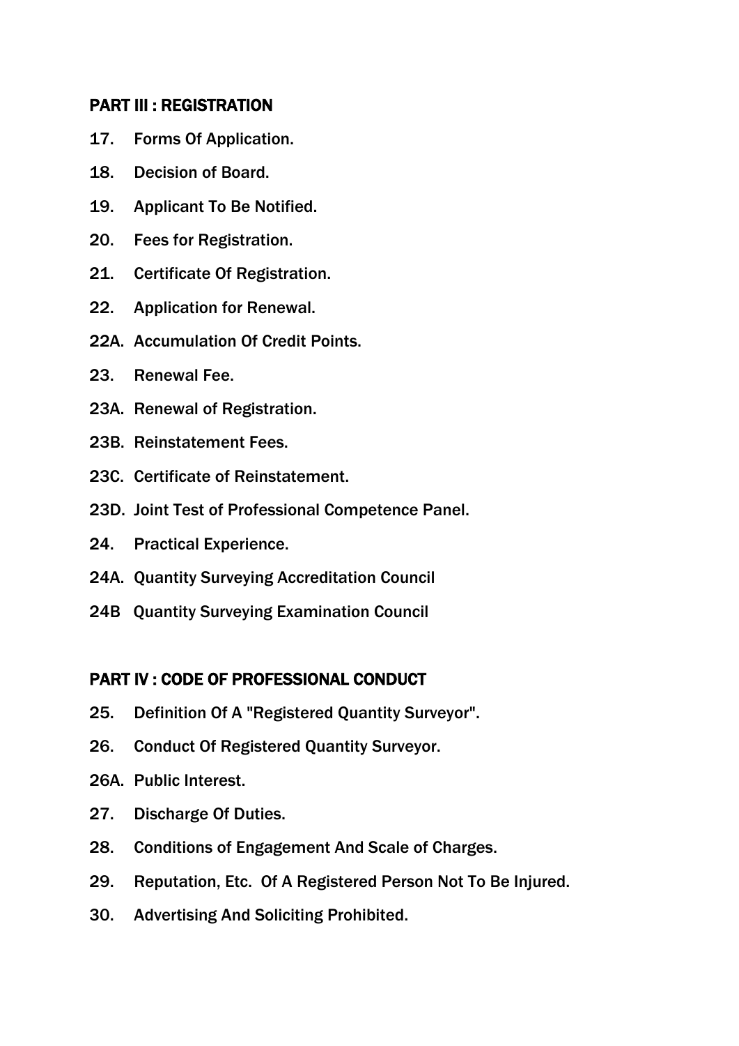## PART III : REGISTRATION

17. Forms Of Application.

18. Decision of Board.

19. Applicant To Be Notified.

20. Fees for Registration.

21. Certificate Of Registration.

22. Application for Renewal.

22A. Accumulation Of Credit Points.

23. Renewal Fee.

23A. Renewal of Registration.

23B. Reinstatement Fees.

23C. Certificate of Reinstatement.

23D. Joint Test of Professional Competence Panel.

24. Practical Experience.

24A. Quantity Surveying Accreditation Council

24B Quantity Surveying Examination Council

## PART IV : CODE OF PROFESSIONAL CONDUCT

25. Definition Of A "Registered Quantity Surveyor".

26. Conduct Of Registered Quantity Surveyor.

26A. Public Interest.

27. Discharge Of Duties.

28. Conditions of Engagement And Scale of Charges.

29. Reputation, Etc. Of A Registered Person Not To Be Injured.

30. Advertising And Soliciting Prohibited.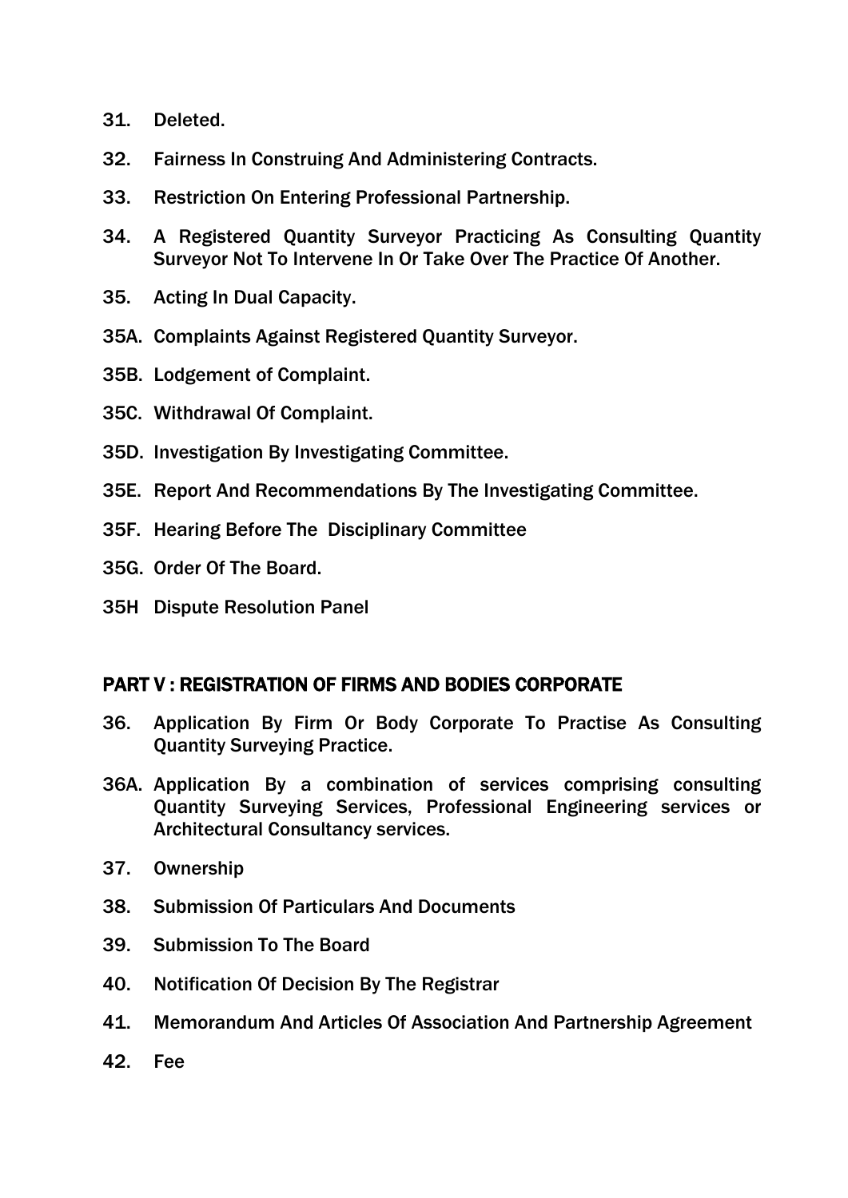31. Deleted.

32. Fairness In Construing And Administering Contracts.

33. Restriction On Entering Professional Partnership.

34. A Registered Quantity Surveyor Practicing As Consulting Quantity Surveyor Not To Intervene In Or Take Over The Practice Of Another.

35. Acting In Dual Capacity.

35A. Complaints Against Registered Quantity Surveyor.

35B. Lodgement of Complaint.

35C. Withdrawal Of Complaint.

35D. Investigation By Investigating Committee.

35E. Report And Recommendations By The Investigating Committee.

35F. Hearing Before The Disciplinary Committee

35G. Order Of The Board.

35H Dispute Resolution Panel

## PART V : REGISTRATION OF FIRMS AND BODIES CORPORATE

36. Application By Firm Or Body Corporate To Practise As Consulting Quantity Surveying Practice.

36A. Application By a combination of services comprising consulting Quantity Surveying Services, Professional Engineering services or Architectural Consultancy services.

37. Ownership

38. Submission Of Particulars And Documents

39. Submission To The Board

40. Notification Of Decision By The Registrar

41. Memorandum And Articles Of Association And Partnership Agreement

42. Fee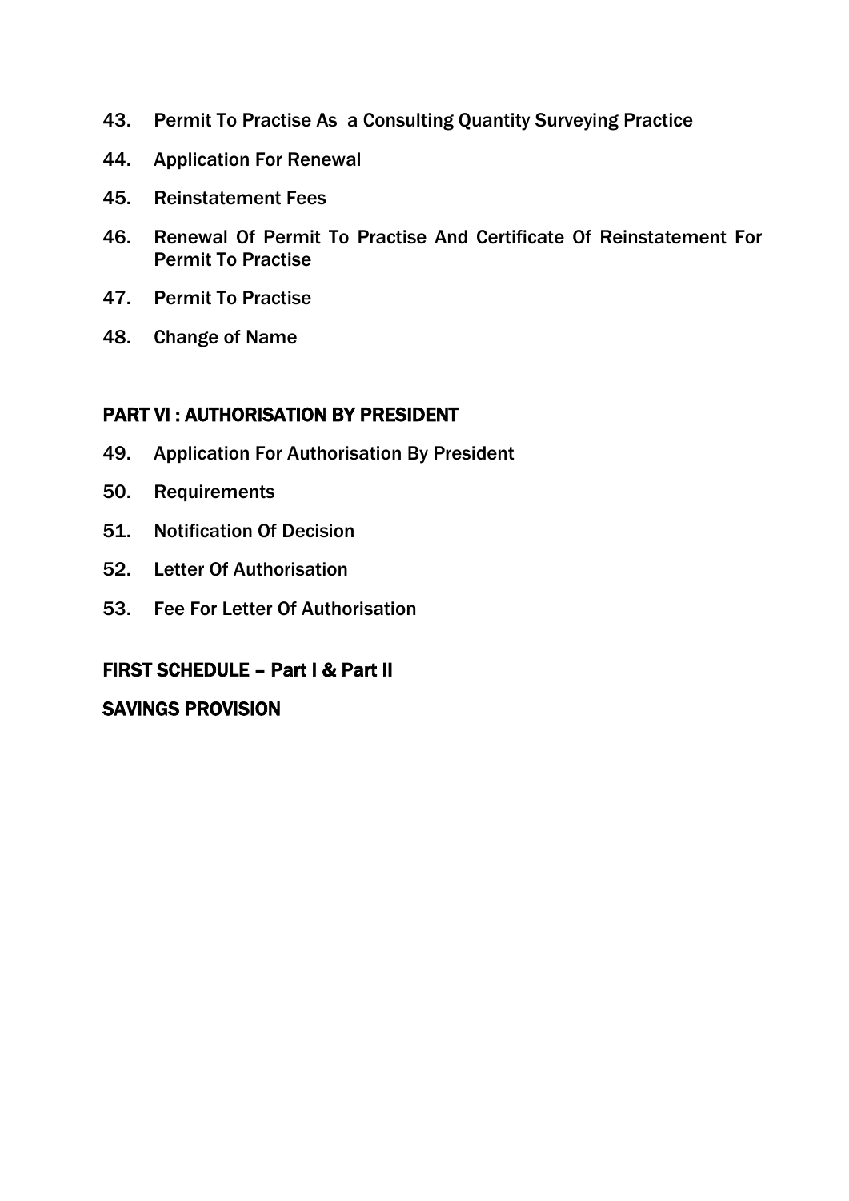43. Permit To Practise As a Consulting Quantity Surveying Practice

44. Application For Renewal

45. Reinstatement Fees

46. Renewal Of Permit To Practise And Certificate Of Reinstatement For Permit To Practise

47. Permit To Practise

48. Change of Name

## PART VI : AUTHORISATION BY PRESIDENT

49. Application For Authorisation By President

50. Requirements

51. Notification Of Decision

52. Letter Of Authorisation

53. Fee For Letter Of Authorisation

## FIRST SCHEDULE – Part I & Part II

## SAVINGS PROVISION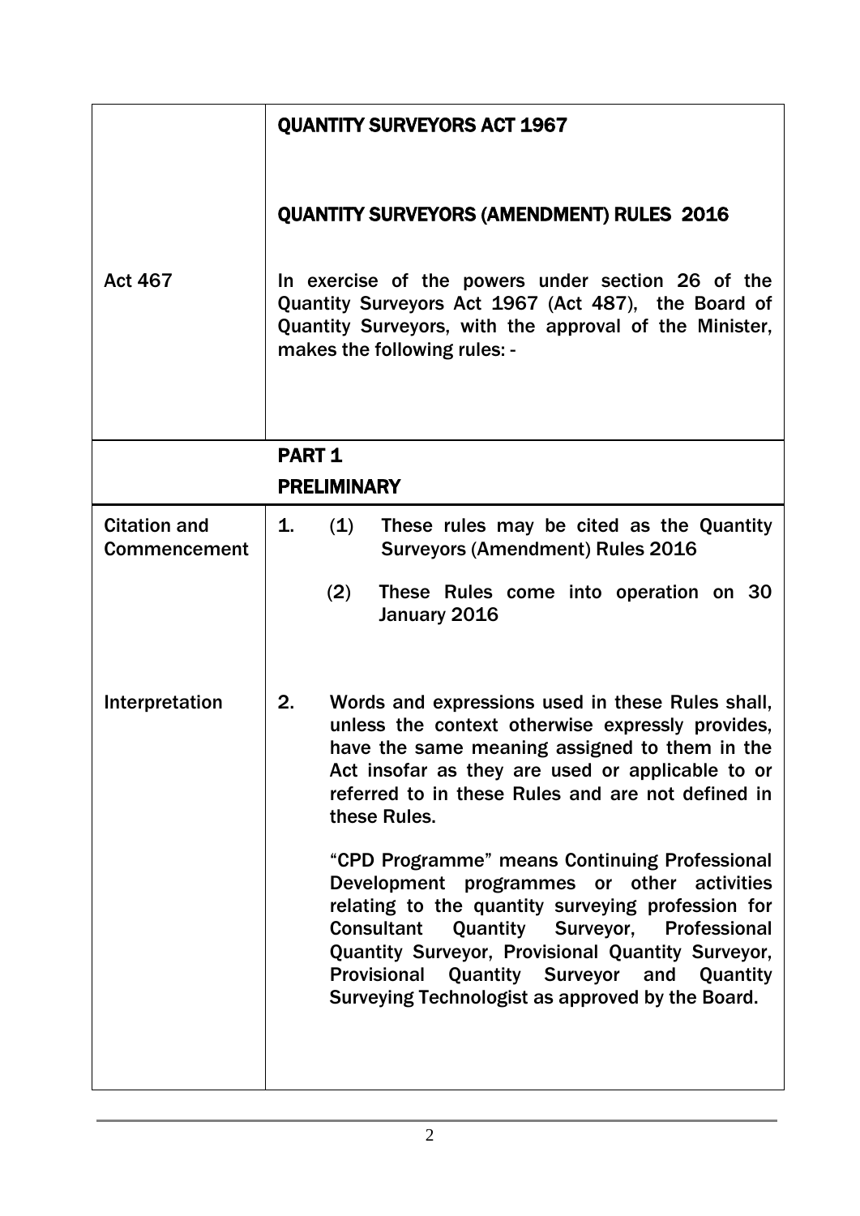| | |
|---|---|
| Act 467 | **QUANTITY SURVEYORS ACT 1967**<br><br>**QUANTITY SURVEYORS (AMENDMENT) RULES 2016**<br><br>In exercise of the powers under section 26 of the Quantity Surveyors Act 1967 (Act 487), the Board of Quantity Surveyors, with the approval of the Minister, makes the following rules: - |

## PART 1

## PRELIMINARY

| | |
|---|---|
| Citation and Commencement | 1. (1) These rules may be cited as the Quantity Surveyors (Amendment) Rules 2016<br><br>(2) These Rules come into operation on 30 January 2016 |
| Interpretation | 2. Words and expressions used in these Rules shall, unless the context otherwise expressly provides, have the same meaning assigned to them in the Act insofar as they are used or applicable to or referred to in these Rules and are not defined in these Rules.<br><br>"CPD Programme" means Continuing Professional Development programmes or other activities relating to the quantity surveying profession for Consultant Quantity Surveyor, Professional Quantity Surveyor, Provisional Quantity Surveyor, Provisional Quantity Surveyor and Quantity Surveying Technologist as approved by the Board. |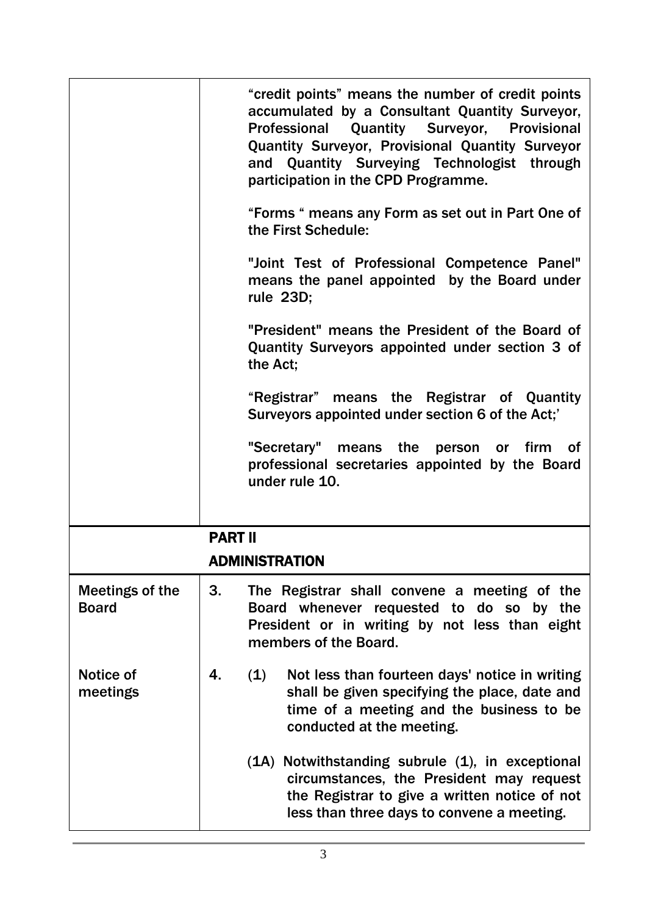| | |
|---|---|
| | "credit points" means the number of credit points accumulated by a Consultant Quantity Surveyor, Professional Quantity Surveyor, Provisional Quantity Surveyor, Provisional Quantity Surveyor and Quantity Surveying Technologist through participation in the CPD Programme. |
| | "Forms " means any Form as set out in Part One of the First Schedule: |
| | "Joint Test of Professional Competence Panel" means the panel appointed by the Board under rule 23D; |
| | "President" means the President of the Board of Quantity Surveyors appointed under section 3 of the Act; |
| | "Registrar" means the Registrar of Quantity Surveyors appointed under section 6 of the Act;' |
| | "Secretary" means the person or firm of professional secretaries appointed by the Board under rule 10. |

## PART II

## ADMINISTRATION

| | |
|---|---|
| **Meetings of the Board** | 3. The Registrar shall convene a meeting of the Board whenever requested to do so by the President or in writing by not less than eight members of the Board. |
| **Notice of meetings** | 4. (1) Not less than fourteen days' notice in writing shall be given specifying the place, date and time of a meeting and the business to be conducted at the meeting. |
| | (1A) Notwithstanding subrule (1), in exceptional circumstances, the President may request the Registrar to give a written notice of not less than three days to convene a meeting. |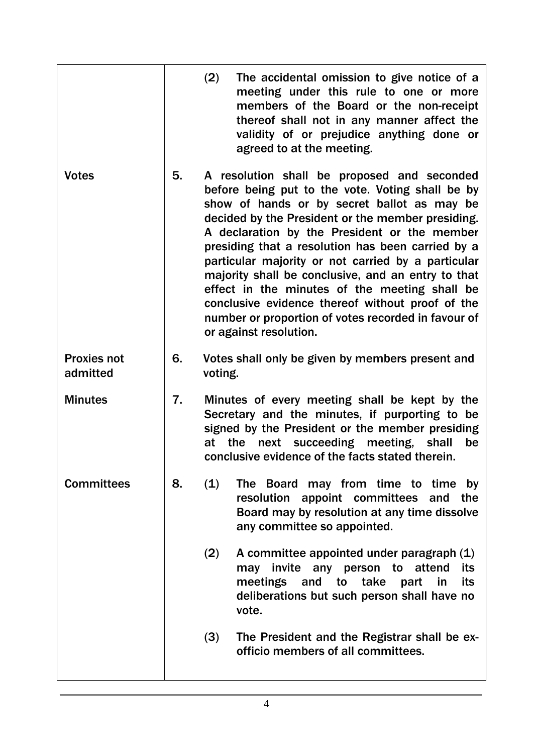| | |
|---|---|
| | (2) The accidental omission to give notice of a meeting under this rule to one or more members of the Board or the non-receipt thereof shall not in any manner affect the validity of or prejudice anything done or agreed to at the meeting. |
| Votes | 5. A resolution shall be proposed and seconded before being put to the vote. Voting shall be by show of hands or by secret ballot as may be decided by the President or the member presiding. A declaration by the President or the member presiding that a resolution has been carried by a particular majority or not carried by a particular majority shall be conclusive, and an entry to that effect in the minutes of the meeting shall be conclusive evidence thereof without proof of the number or proportion of votes recorded in favour of or against resolution. |
| Proxies not admitted | 6. Votes shall only be given by members present and voting. |
| Minutes | 7. Minutes of every meeting shall be kept by the Secretary and the minutes, if purporting to be signed by the President or the member presiding at the next succeeding meeting, shall be conclusive evidence of the facts stated therein. |
| Committees | 8. (1) The Board may from time to time by resolution appoint committees and the Board may by resolution at any time dissolve any committee so appointed. |
| | (2) A committee appointed under paragraph (1) may invite any person to attend its meetings and to take part in its deliberations but such person shall have no vote. |
| | (3) The President and the Registrar shall be ex-officio members of all committees. |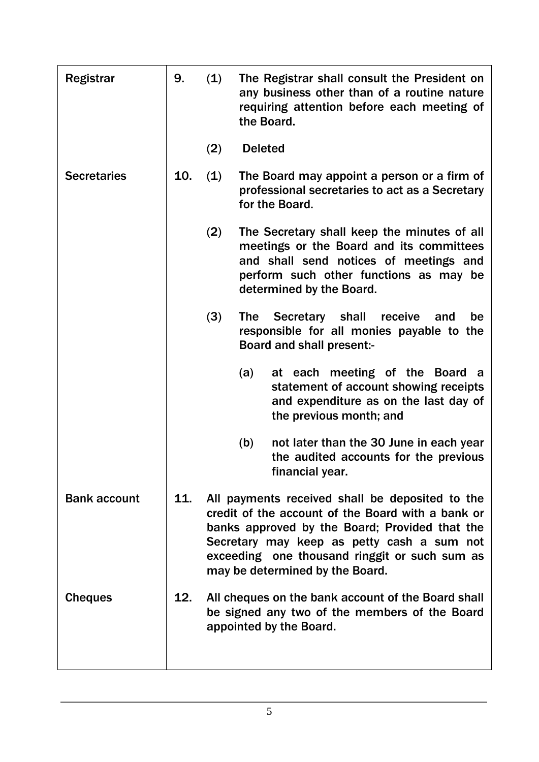| | | |
|---|---|---|
| **Registrar** | **9.** | **(1)** The Registrar shall consult the President on any business other than of a routine nature requiring attention before each meeting of the Board.<br><br>**(2)** Deleted |
| **Secretaries** | **10.** | **(1)** The Board may appoint a person or a firm of professional secretaries to act as a Secretary for the Board.<br><br>**(2)** The Secretary shall keep the minutes of all meetings or the Board and its committees and shall send notices of meetings and perform such other functions as may be determined by the Board.<br><br>**(3)** The Secretary shall receive and be responsible for all monies payable to the Board and shall present:-<br><br>(a) at each meeting of the Board a statement of account showing receipts and expenditure as on the last day of the previous month; and<br><br>(b) not later than the 30 June in each year the audited accounts for the previous financial year. |
| **Bank account** | **11.** | All payments received shall be deposited to the credit of the account of the Board with a bank or banks approved by the Board; Provided that the Secretary may keep as petty cash a sum not exceeding one thousand ringgit or such sum as may be determined by the Board. |
| **Cheques** | **12.** | All cheques on the bank account of the Board shall be signed any two of the members of the Board appointed by the Board. |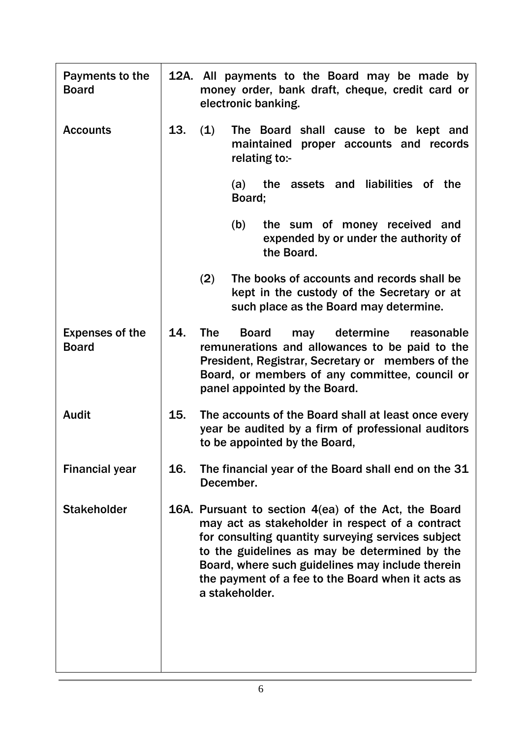| | |
|---|---|
| **Payments to the Board** | **12A.** All payments to the Board may be made by money order, bank draft, cheque, credit card or electronic banking. |
| **Accounts** | **13.** (1) The Board shall cause to be kept and maintained proper accounts and records relating to:-<br><br>(a) the assets and liabilities of the Board;<br><br>(b) the sum of money received and expended by or under the authority of the Board.<br><br>(2) The books of accounts and records shall be kept in the custody of the Secretary or at such place as the Board may determine. |
| **Expenses of the Board** | **14.** The Board may determine reasonable remunerations and allowances to be paid to the President, Registrar, Secretary or members of the Board, or members of any committee, council or panel appointed by the Board. |
| **Audit** | **15.** The accounts of the Board shall at least once every year be audited by a firm of professional auditors to be appointed by the Board, |
| **Financial year** | **16.** The financial year of the Board shall end on the 31 December. |
| **Stakeholder** | **16A.** Pursuant to section 4(ea) of the Act, the Board may act as stakeholder in respect of a contract for consulting quantity surveying services subject to the guidelines as may be determined by the Board, where such guidelines may include therein the payment of a fee to the Board when it acts as a stakeholder. |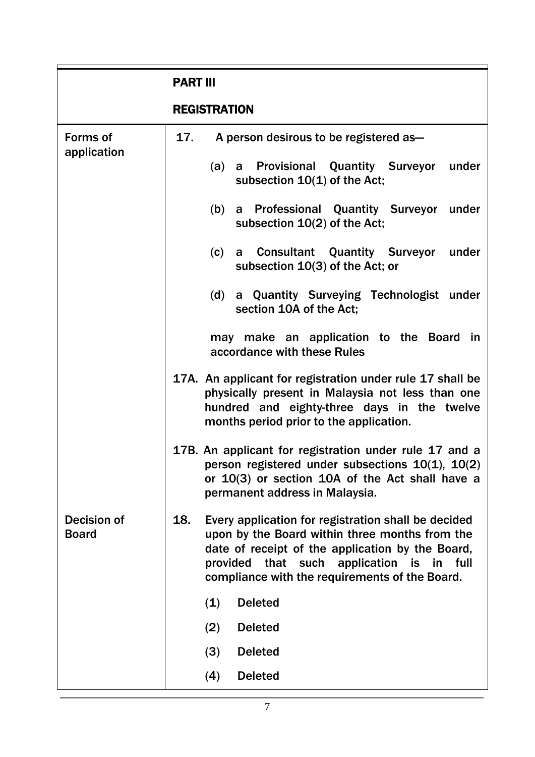## PART III

## REGISTRATION

**Forms of application**

**17.** A person desirous to be registered as—

(a) a Provisional Quantity Surveyor under subsection 10(1) of the Act;

(b) a Professional Quantity Surveyor under subsection 10(2) of the Act;

(c) a Consultant Quantity Surveyor under subsection 10(3) of the Act; or

(d) a Quantity Surveying Technologist under section 10A of the Act;

may make an application to the Board in accordance with these Rules

**17A.** An applicant for registration under rule 17 shall be physically present in Malaysia not less than one hundred and eighty-three days in the twelve months period prior to the application.

**17B.** An applicant for registration under rule 17 and a person registered under subsections 10(1), 10(2) or 10(3) or section 10A of the Act shall have a permanent address in Malaysia.

**Decision of Board**

**18.** Every application for registration shall be decided upon by the Board within three months from the date of receipt of the application by the Board, provided that such application is in full compliance with the requirements of the Board.

(1) Deleted

(2) Deleted

(3) Deleted

(4) Deleted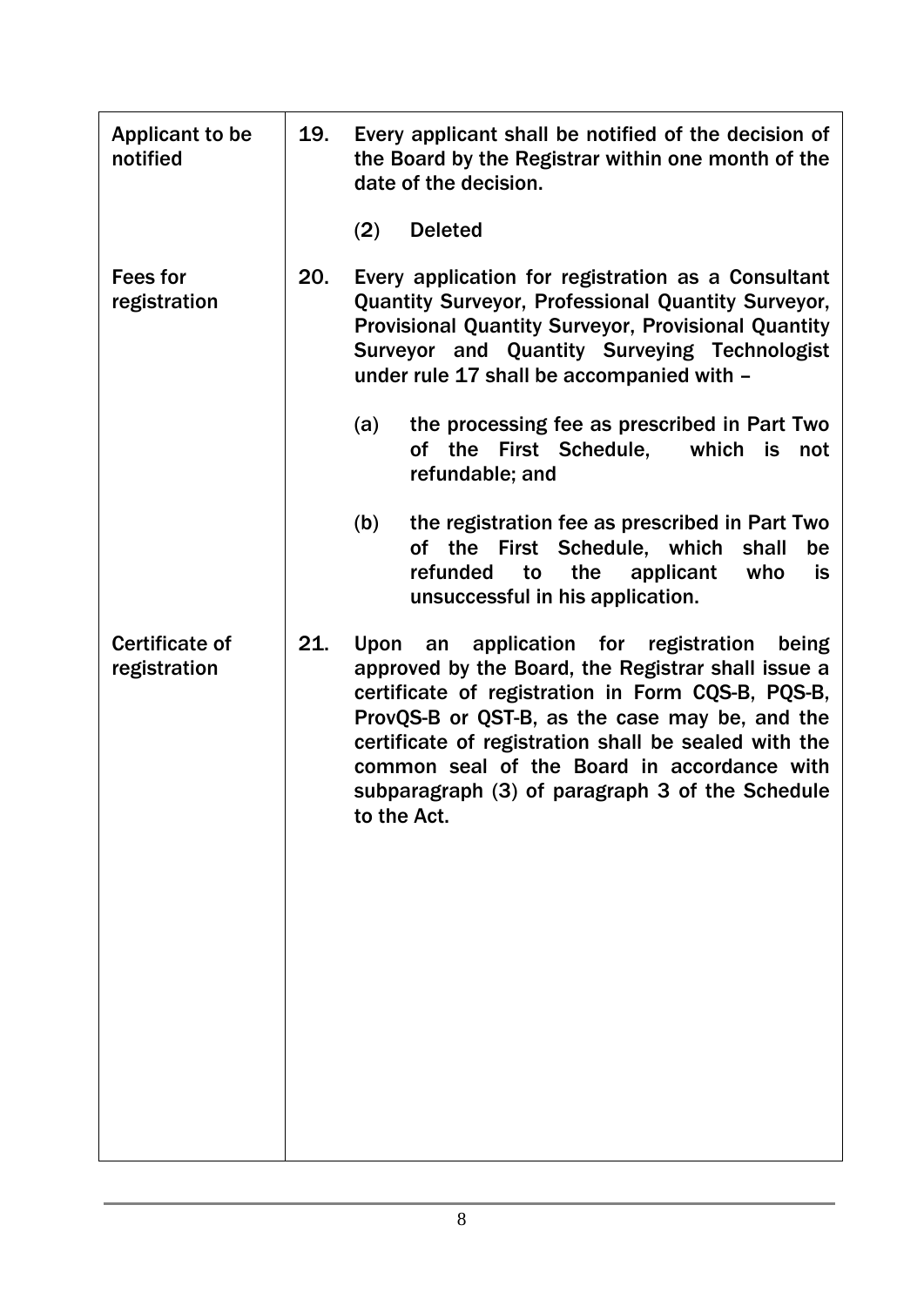| | |
|---|---|
| Applicant to be notified | **19.** Every applicant shall be notified of the decision of the Board by the Registrar within one month of the date of the decision.<br><br>(2) Deleted |
| Fees for registration | **20.** Every application for registration as a Consultant Quantity Surveyor, Professional Quantity Surveyor, Provisional Quantity Surveyor, Provisional Quantity Surveyor and Quantity Surveying Technologist under rule 17 shall be accompanied with –<br><br>(a) the processing fee as prescribed in Part Two of the First Schedule, which is not refundable; and<br><br>(b) the registration fee as prescribed in Part Two of the First Schedule, which shall be refunded to the applicant who is unsuccessful in his application. |
| Certificate of registration | **21.** Upon an application for registration being approved by the Board, the Registrar shall issue a certificate of registration in Form CQS-B, PQS-B, ProvQS-B or QST-B, as the case may be, and the certificate of registration shall be sealed with the common seal of the Board in accordance with subparagraph (3) of paragraph 3 of the Schedule to the Act. |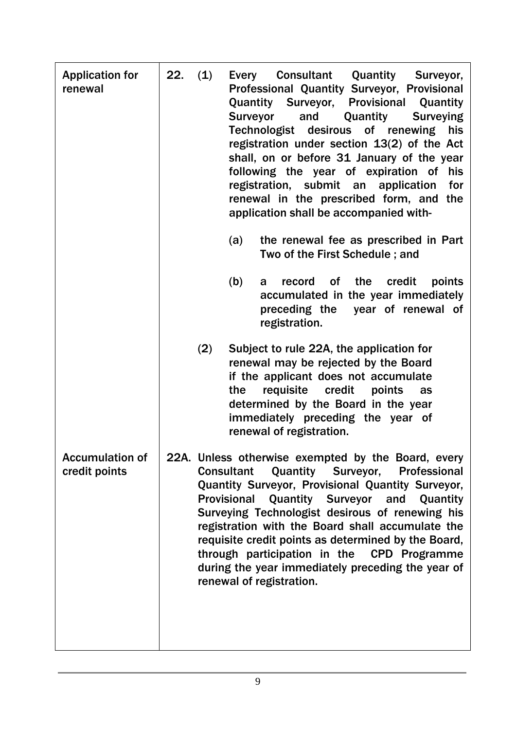| | |
|---|---|
| **Application for renewal** | **22. (1)** Every Consultant Quantity Surveyor, Professional Quantity Surveyor, Provisional Quantity Surveyor, Provisional Quantity Surveyor and Quantity Surveying Technologist desirous of renewing his registration under section 13(2) of the Act shall, on or before 31 January of the year following the year of expiration of his registration, submit an application for renewal in the prescribed form, and the application shall be accompanied with-<br><br>(a) the renewal fee as prescribed in Part Two of the First Schedule ; and<br><br>(b) a record of the credit points accumulated in the year immediately preceding the year of renewal of registration.<br><br>**(2)** Subject to rule 22A, the application for renewal may be rejected by the Board if the applicant does not accumulate the requisite credit points as determined by the Board in the year immediately preceding the year of renewal of registration. |
| **Accumulation of credit points** | **22A.** Unless otherwise exempted by the Board, every Consultant Quantity Surveyor, Professional Quantity Surveyor, Provisional Quantity Surveyor, Provisional Quantity Surveyor and Quantity Surveying Technologist desirous of renewing his registration with the Board shall accumulate the requisite credit points as determined by the Board, through participation in the CPD Programme during the year immediately preceding the year of renewal of registration. |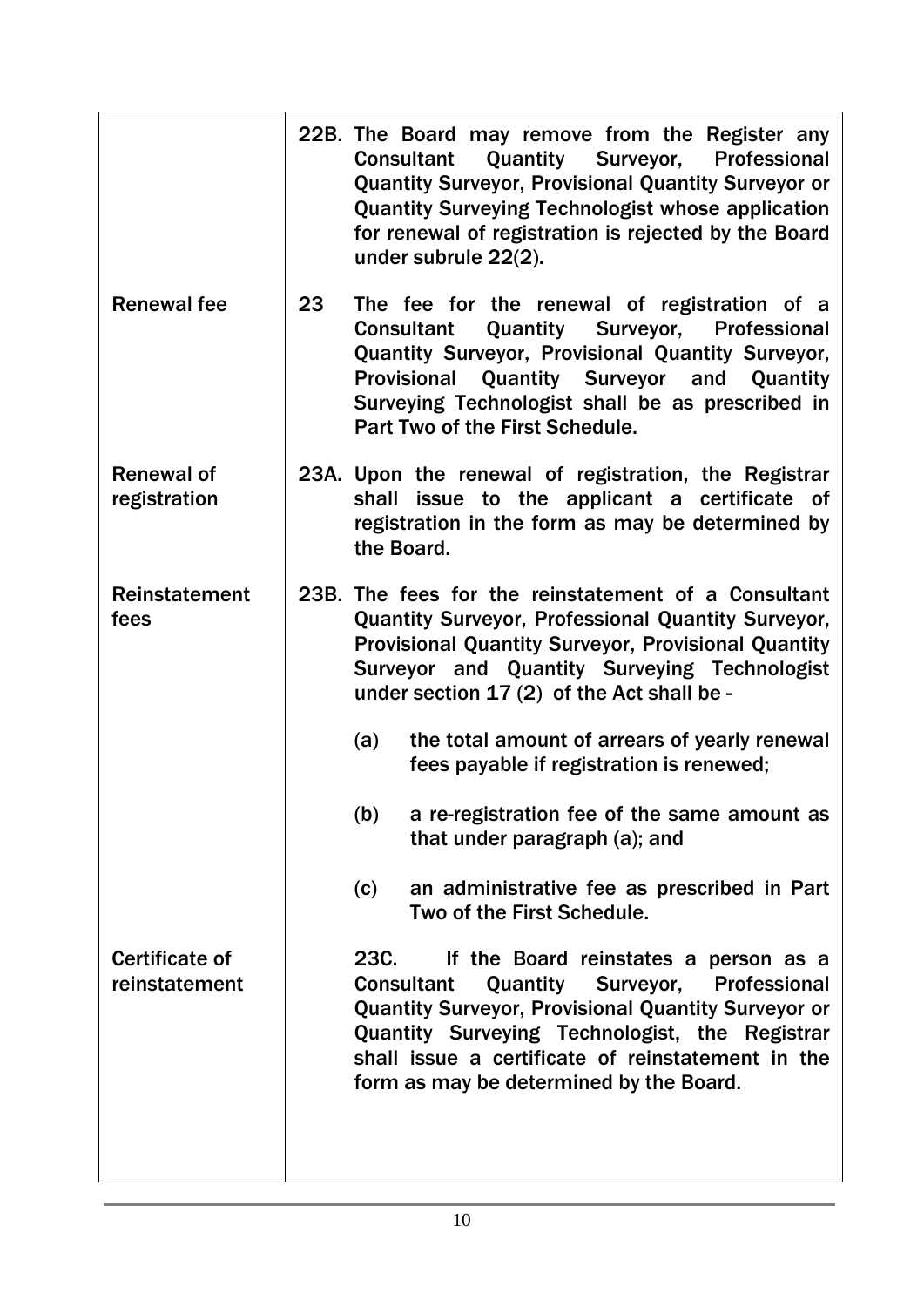| | |
|---|---|
| | **22B.** The Board may remove from the Register any Consultant Quantity Surveyor, Professional Quantity Surveyor, Provisional Quantity Surveyor or Quantity Surveying Technologist whose application for renewal of registration is rejected by the Board under subrule 22(2). |
| Renewal fee | **23** The fee for the renewal of registration of a Consultant Quantity Surveyor, Professional Quantity Surveyor, Provisional Quantity Surveyor, Provisional Quantity Surveyor and Quantity Surveying Technologist shall be as prescribed in Part Two of the First Schedule. |
| Renewal of registration | **23A.** Upon the renewal of registration, the Registrar shall issue to the applicant a certificate of registration in the form as may be determined by the Board. |
| Reinstatement fees | **23B.** The fees for the reinstatement of a Consultant Quantity Surveyor, Professional Quantity Surveyor, Provisional Quantity Surveyor, Provisional Quantity Surveyor and Quantity Surveying Technologist under section 17 (2) of the Act shall be -<br><br>(a) the total amount of arrears of yearly renewal fees payable if registration is renewed;<br><br>(b) a re-registration fee of the same amount as that under paragraph (a); and<br><br>(c) an administrative fee as prescribed in Part Two of the First Schedule. |
| Certificate of reinstatement | **23C.** If the Board reinstates a person as a Consultant Quantity Surveyor, Professional Quantity Surveyor, Provisional Quantity Surveyor or Quantity Surveying Technologist, the Registrar shall issue a certificate of reinstatement in the form as may be determined by the Board. |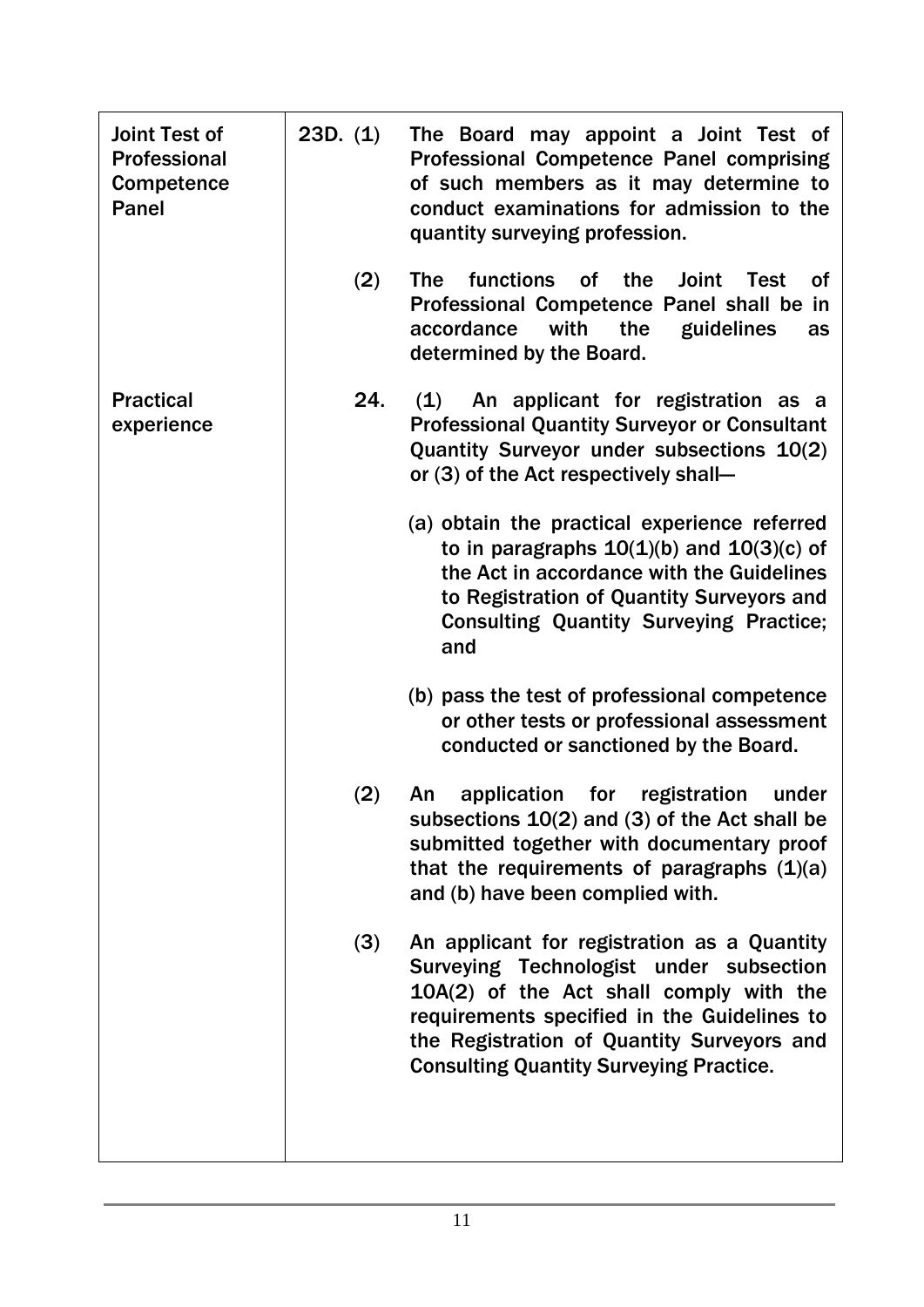| | | |
|---|---|---|
| **Joint Test of Professional Competence Panel** | **23D. (1)** | **The Board may appoint a Joint Test of Professional Competence Panel comprising of such members as it may determine to conduct examinations for admission to the quantity surveying profession.** |
| | **(2)** | **The functions of the Joint Test of Professional Competence Panel shall be in accordance with the guidelines as determined by the Board.** |
| **Practical experience** | **24.** | **(1) An applicant for registration as a Professional Quantity Surveyor or Consultant Quantity Surveyor under subsections 10(2) or (3) of the Act respectively shall—** |
| | | **(a) obtain the practical experience referred to in paragraphs 10(1)(b) and 10(3)(c) of the Act in accordance with the Guidelines to Registration of Quantity Surveyors and Consulting Quantity Surveying Practice; and** |
| | | **(b) pass the test of professional competence or other tests or professional assessment conducted or sanctioned by the Board.** |
| | **(2)** | **An application for registration under subsections 10(2) and (3) of the Act shall be submitted together with documentary proof that the requirements of paragraphs (1)(a) and (b) have been complied with.** |
| | **(3)** | **An applicant for registration as a Quantity Surveying Technologist under subsection 10A(2) of the Act shall comply with the requirements specified in the Guidelines to the Registration of Quantity Surveyors and Consulting Quantity Surveying Practice.** |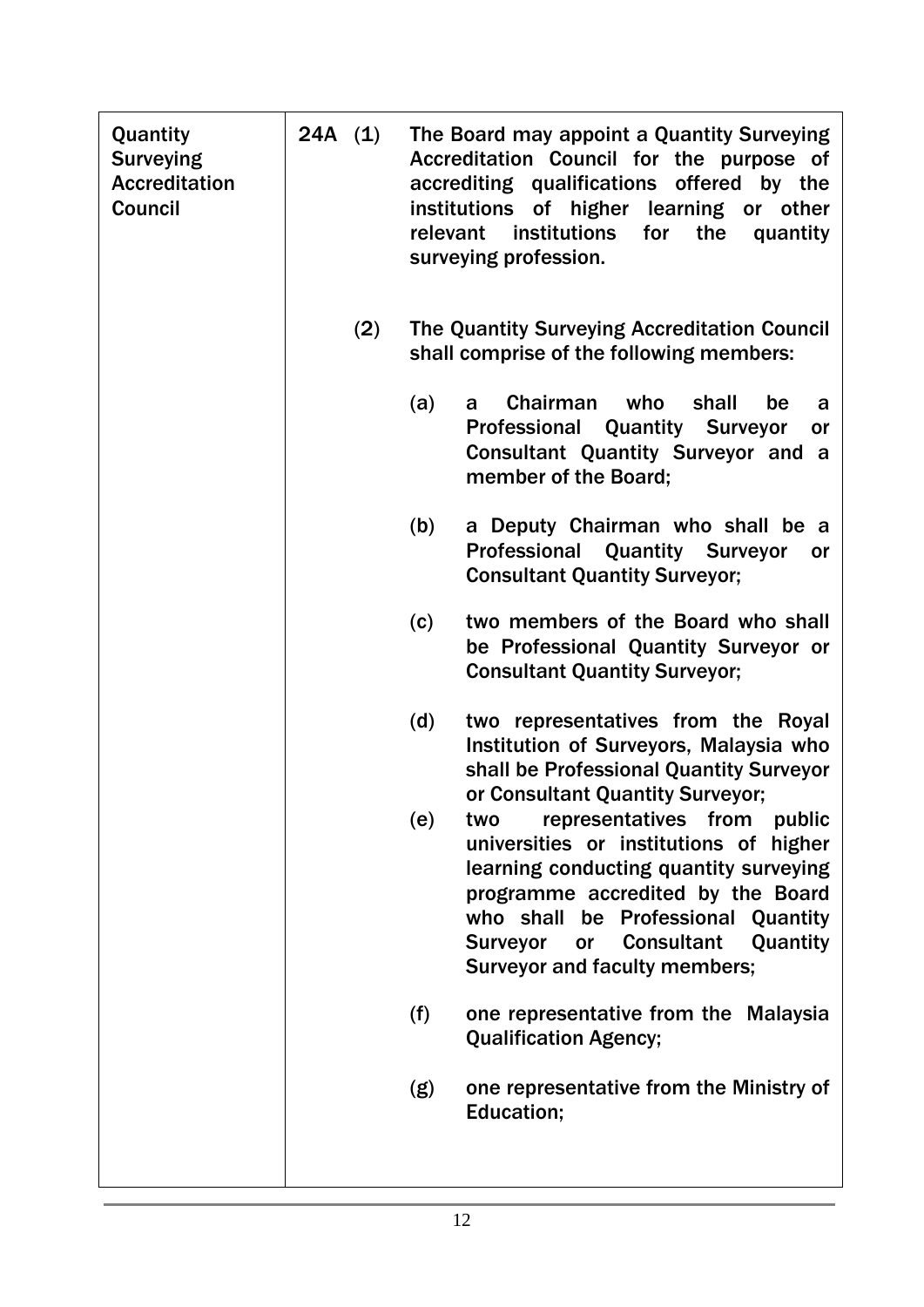| Quantity Surveying Accreditation Council | 24A (1) The Board may appoint a Quantity Surveying Accreditation Council for the purpose of accrediting qualifications offered by the institutions of higher learning or other relevant institutions for the quantity surveying profession. |
| --- | --- |

**Quantity Surveying Accreditation Council**

**24A** (1) The Board may appoint a Quantity Surveying Accreditation Council for the purpose of accrediting qualifications offered by the institutions of higher learning or other relevant institutions for the quantity surveying profession.

(2) The Quantity Surveying Accreditation Council shall comprise of the following members:

(a) a Chairman who shall be a Professional Quantity Surveyor or Consultant Quantity Surveyor and a member of the Board;

(b) a Deputy Chairman who shall be a Professional Quantity Surveyor or Consultant Quantity Surveyor;

(c) two members of the Board who shall be Professional Quantity Surveyor or Consultant Quantity Surveyor;

(d) two representatives from the Royal Institution of Surveyors, Malaysia who shall be Professional Quantity Surveyor or Consultant Quantity Surveyor;

(e) two representatives from public universities or institutions of higher learning conducting quantity surveying programme accredited by the Board who shall be Professional Quantity Surveyor or Consultant Quantity Surveyor and faculty members;

(f) one representative from the Malaysia Qualification Agency;

(g) one representative from the Ministry of Education;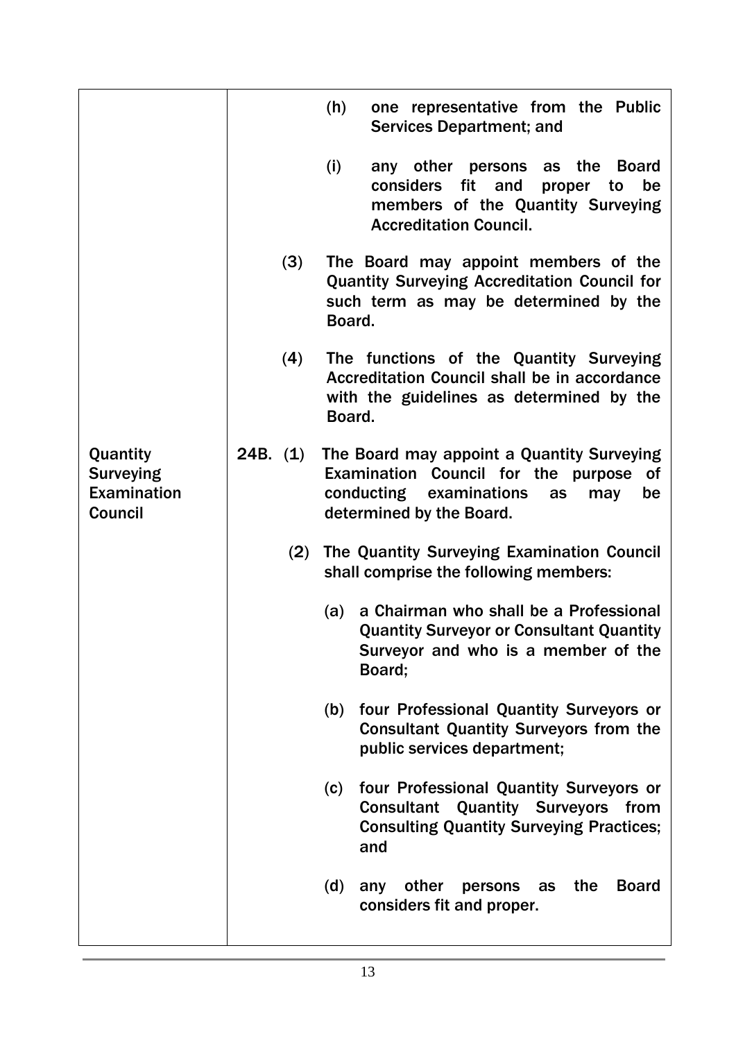| | |
|---|---|
| | (h) one representative from the Public Services Department; and<br><br>(i) any other persons as the Board considers fit and proper to be members of the Quantity Surveying Accreditation Council.<br><br>(3) The Board may appoint members of the Quantity Surveying Accreditation Council for such term as may be determined by the Board.<br><br>(4) The functions of the Quantity Surveying Accreditation Council shall be in accordance with the guidelines as determined by the Board. |
| **Quantity Surveying Examination Council** | 24B. (1) The Board may appoint a Quantity Surveying Examination Council for the purpose of conducting examinations as may be determined by the Board.<br><br>(2) The Quantity Surveying Examination Council shall comprise the following members:<br><br>(a) a Chairman who shall be a Professional Quantity Surveyor or Consultant Quantity Surveyor and who is a member of the Board;<br><br>(b) four Professional Quantity Surveyors or Consultant Quantity Surveyors from the public services department;<br><br>(c) four Professional Quantity Surveyors or Consultant Quantity Surveyors from Consulting Quantity Surveying Practices; and<br><br>(d) any other persons as the Board considers fit and proper. |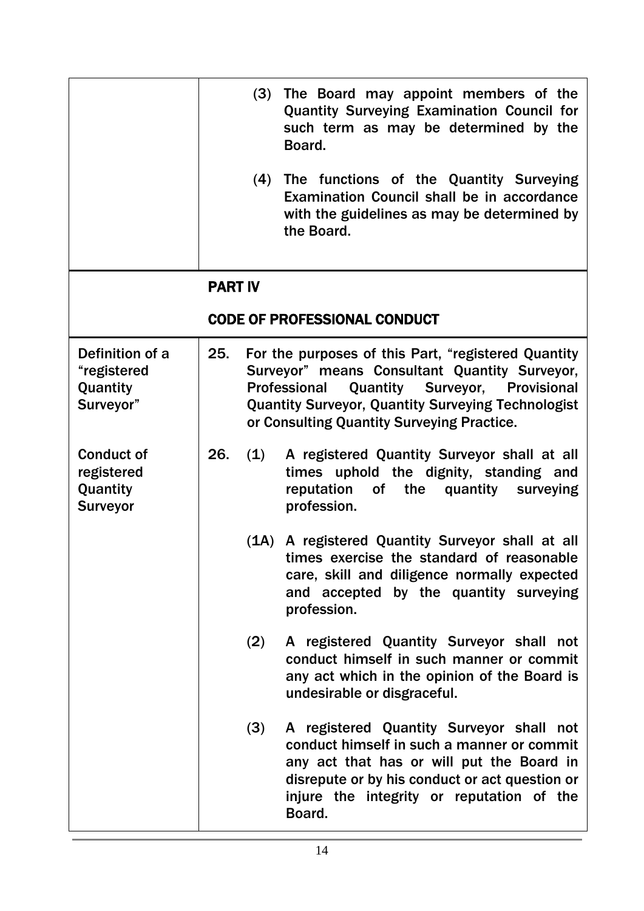| | |
|---|---|
| | (3) The Board may appoint members of the Quantity Surveying Examination Council for such term as may be determined by the Board.<br><br>(4) The functions of the Quantity Surveying Examination Council shall be in accordance with the guidelines as may be determined by the Board. |

## PART IV

## CODE OF PROFESSIONAL CONDUCT

| | |
|---|---|
| **Definition of a "registered Quantity Surveyor"** | **25.** For the purposes of this Part, "registered Quantity Surveyor" means Consultant Quantity Surveyor, Professional Quantity Surveyor, Provisional Quantity Surveyor, Quantity Surveying Technologist or Consulting Quantity Surveying Practice. |
| **Conduct of registered Quantity Surveyor** | **26.** (1) A registered Quantity Surveyor shall at all times uphold the dignity, standing and reputation of the quantity surveying profession.<br><br>(1A) A registered Quantity Surveyor shall at all times exercise the standard of reasonable care, skill and diligence normally expected and accepted by the quantity surveying profession.<br><br>(2) A registered Quantity Surveyor shall not conduct himself in such manner or commit any act which in the opinion of the Board is undesirable or disgraceful.<br><br>(3) A registered Quantity Surveyor shall not conduct himself in such a manner or commit any act that has or will put the Board in disrepute or by his conduct or act question or injure the integrity or reputation of the Board. |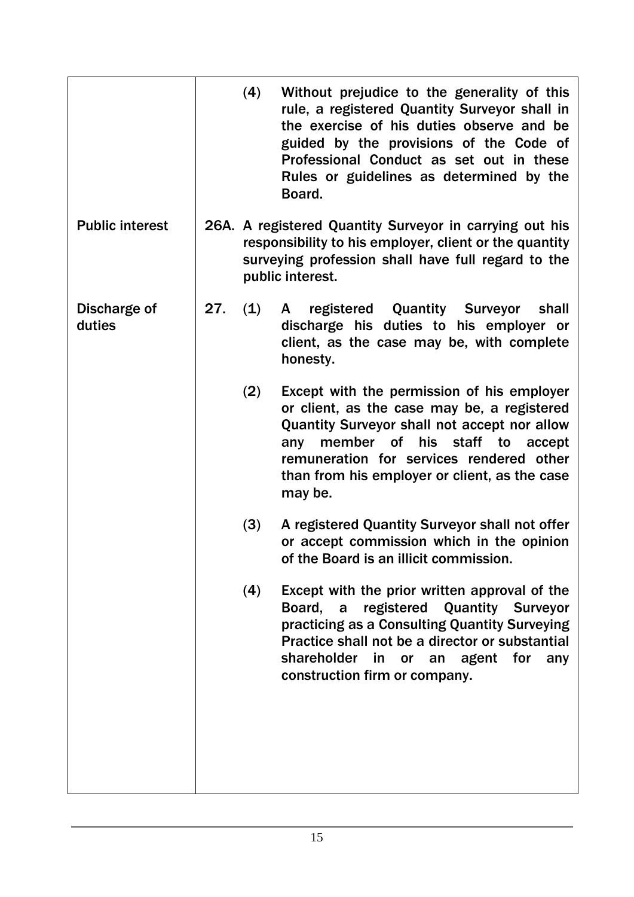| | |
|---|---|
| | (4) Without prejudice to the generality of this rule, a registered Quantity Surveyor shall in the exercise of his duties observe and be guided by the provisions of the Code of Professional Conduct as set out in these Rules or guidelines as determined by the Board. |
| Public interest | 26A. A registered Quantity Surveyor in carrying out his responsibility to his employer, client or the quantity surveying profession shall have full regard to the public interest. |
| Discharge of duties | 27. (1) A registered Quantity Surveyor shall discharge his duties to his employer or client, as the case may be, with complete honesty. |
| | (2) Except with the permission of his employer or client, as the case may be, a registered Quantity Surveyor shall not accept nor allow any member of his staff to accept remuneration for services rendered other than from his employer or client, as the case may be. |
| | (3) A registered Quantity Surveyor shall not offer or accept commission which in the opinion of the Board is an illicit commission. |
| | (4) Except with the prior written approval of the Board, a registered Quantity Surveyor practicing as a Consulting Quantity Surveying Practice shall not be a director or substantial shareholder in or an agent for any construction firm or company. |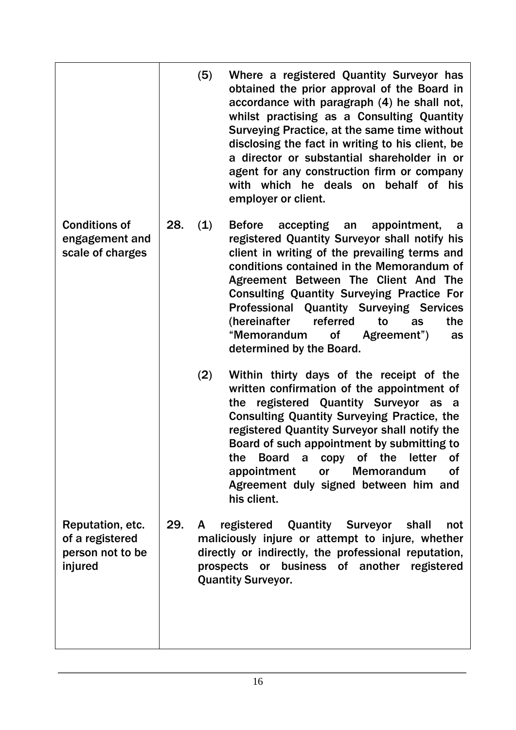| | | |
|---|---|---|
| | | (5) Where a registered Quantity Surveyor has obtained the prior approval of the Board in accordance with paragraph (4) he shall not, whilst practising as a Consulting Quantity Surveying Practice, at the same time without disclosing the fact in writing to his client, be a director or substantial shareholder in or agent for any construction firm or company with which he deals on behalf of his employer or client. |
| Conditions of engagement and scale of charges | 28. | (1) Before accepting an appointment, a registered Quantity Surveyor shall notify his client in writing of the prevailing terms and conditions contained in the Memorandum of Agreement Between The Client And The Consulting Quantity Surveying Practice For Professional Quantity Surveying Services (hereinafter referred to as the "Memorandum of Agreement") as determined by the Board. |
| | | (2) Within thirty days of the receipt of the written confirmation of the appointment of the registered Quantity Surveyor as a Consulting Quantity Surveying Practice, the registered Quantity Surveyor shall notify the Board of such appointment by submitting to the Board a copy of the letter of appointment or Memorandum of Agreement duly signed between him and his client. |
| Reputation, etc. of a registered person not to be injured | 29. | A registered Quantity Surveyor shall not maliciously injure or attempt to injure, whether directly or indirectly, the professional reputation, prospects or business of another registered Quantity Surveyor. |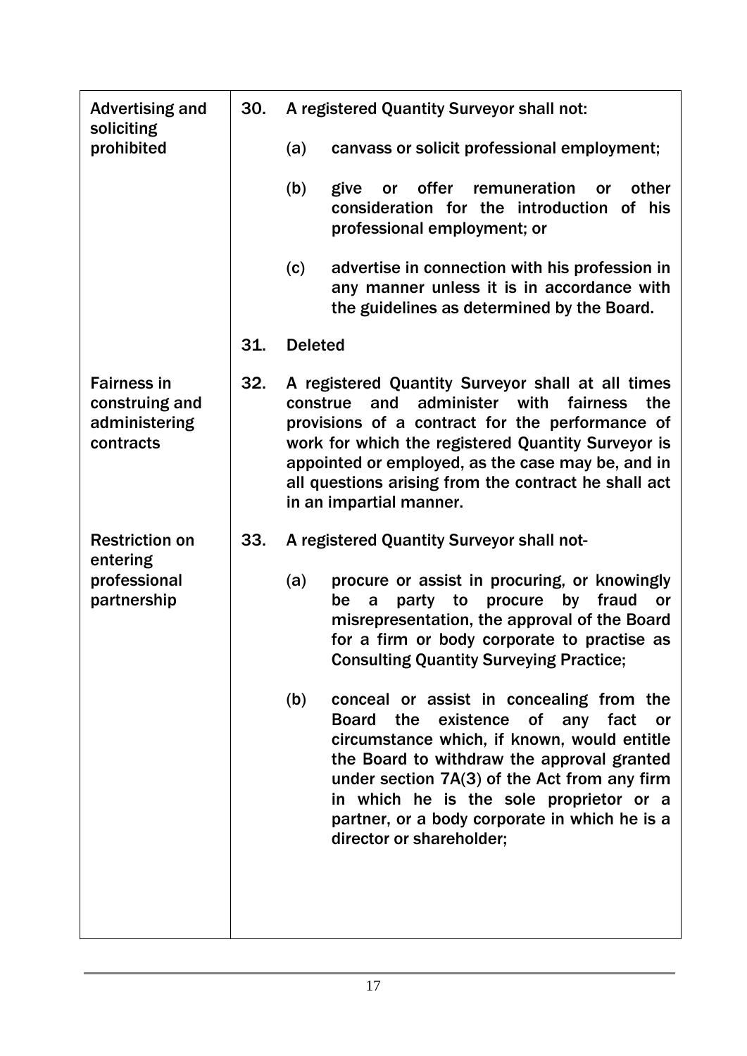| | |
|---|---|
| **Advertising and soliciting prohibited** | **30.** A registered Quantity Surveyor shall not:<br><br>(a) canvass or solicit professional employment;<br><br>(b) give or offer remuneration or other consideration for the introduction of his professional employment; or<br><br>(c) advertise in connection with his profession in any manner unless it is in accordance with the guidelines as determined by the Board. |
| | **31.** Deleted |
| **Fairness in construing and administering contracts** | **32.** A registered Quantity Surveyor shall at all times construe and administer with fairness the provisions of a contract for the performance of work for which the registered Quantity Surveyor is appointed or employed, as the case may be, and in all questions arising from the contract he shall act in an impartial manner. |
| **Restriction on entering professional partnership** | **33.** A registered Quantity Surveyor shall not-<br><br>(a) procure or assist in procuring, or knowingly be a party to procure by fraud or misrepresentation, the approval of the Board for a firm or body corporate to practise as Consulting Quantity Surveying Practice;<br><br>(b) conceal or assist in concealing from the Board the existence of any fact or circumstance which, if known, would entitle the Board to withdraw the approval granted under section 7A(3) of the Act from any firm in which he is the sole proprietor or a partner, or a body corporate in which he is a director or shareholder; |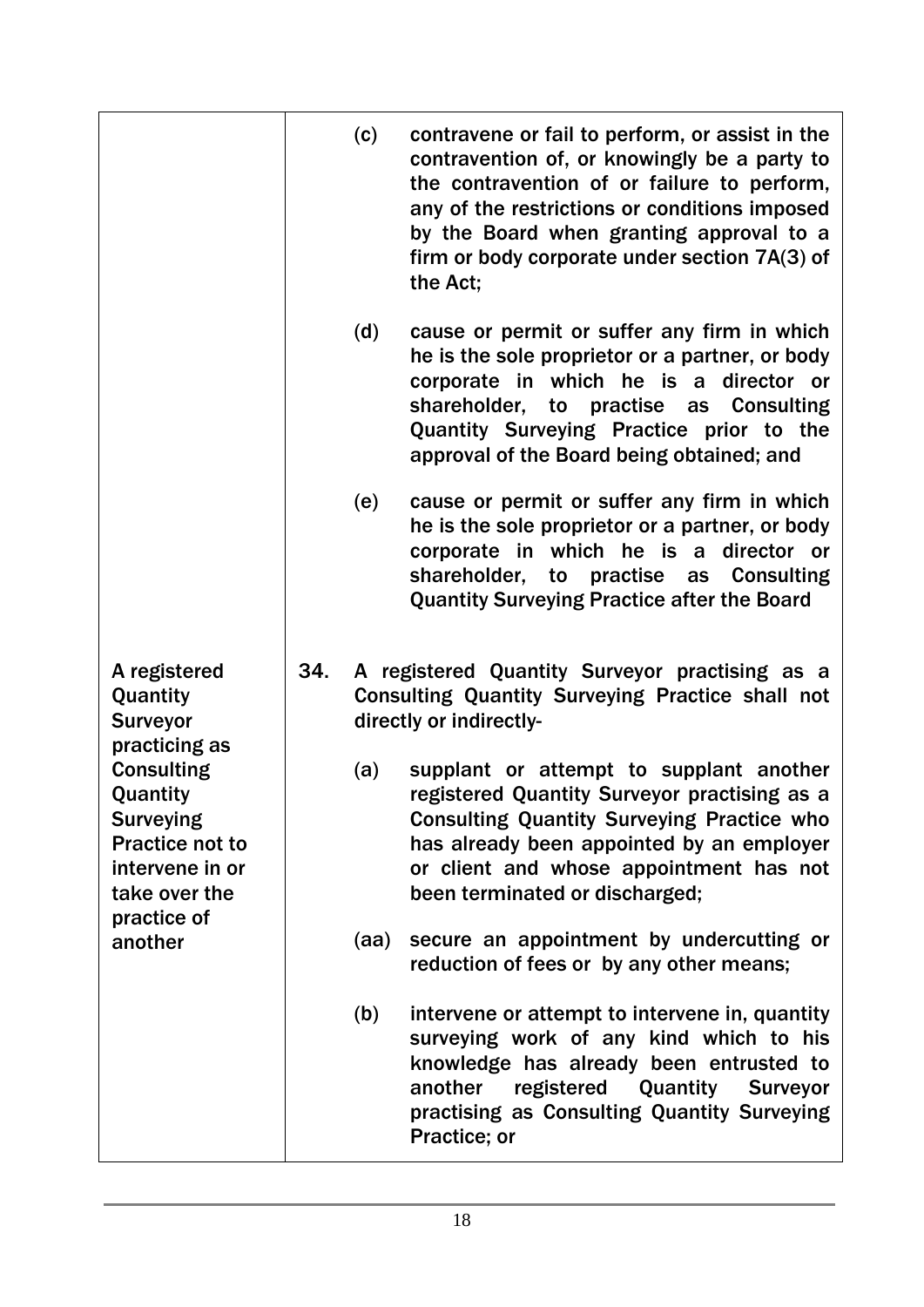| | |
|---|---|
| | (c) contravene or fail to perform, or assist in the contravention of, or knowingly be a party to the contravention of or failure to perform, any of the restrictions or conditions imposed by the Board when granting approval to a firm or body corporate under section 7A(3) of the Act;<br><br>(d) cause or permit or suffer any firm in which he is the sole proprietor or a partner, or body corporate in which he is a director or shareholder, to practise as Consulting Quantity Surveying Practice prior to the approval of the Board being obtained; and<br><br>(e) cause or permit or suffer any firm in which he is the sole proprietor or a partner, or body corporate in which he is a director or shareholder, to practise as Consulting Quantity Surveying Practice after the Board |
| A registered Quantity Surveyor practicing as Consulting Quantity Surveying Practice not to intervene in or take over the practice of another | **34.** A registered Quantity Surveyor practising as a Consulting Quantity Surveying Practice shall not directly or indirectly-<br><br>(a) supplant or attempt to supplant another registered Quantity Surveyor practising as a Consulting Quantity Surveying Practice who has already been appointed by an employer or client and whose appointment has not been terminated or discharged;<br><br>(aa) secure an appointment by undercutting or reduction of fees or by any other means;<br><br>(b) intervene or attempt to intervene in, quantity surveying work of any kind which to his knowledge has already been entrusted to another registered Quantity Surveyor practising as Consulting Quantity Surveying Practice; or |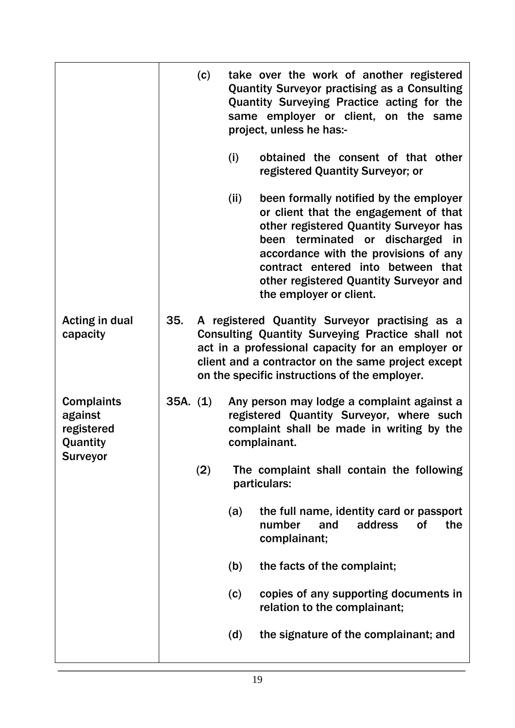| | |
|---|---|
| | (c) take over the work of another registered Quantity Surveyor practising as a Consulting Quantity Surveying Practice acting for the same employer or client, on the same project, unless he has:-<br><br>(i) obtained the consent of that other registered Quantity Surveyor; or<br><br>(ii) been formally notified by the employer or client that the engagement of that other registered Quantity Surveyor has been terminated or discharged in accordance with the provisions of any contract entered into between that other registered Quantity Surveyor and the employer or client. |
| Acting in dual capacity | 35. A registered Quantity Surveyor practising as a Consulting Quantity Surveying Practice shall not act in a professional capacity for an employer or client and a contractor on the same project except on the specific instructions of the employer. |
| Complaints against registered Quantity Surveyor | 35A. (1) Any person may lodge a complaint against a registered Quantity Surveyor, where such complaint shall be made in writing by the complainant.<br><br>(2) The complaint shall contain the following particulars:<br><br>(a) the full name, identity card or passport number and address of the complainant;<br><br>(b) the facts of the complaint;<br><br>(c) copies of any supporting documents in relation to the complainant;<br><br>(d) the signature of the complainant; and |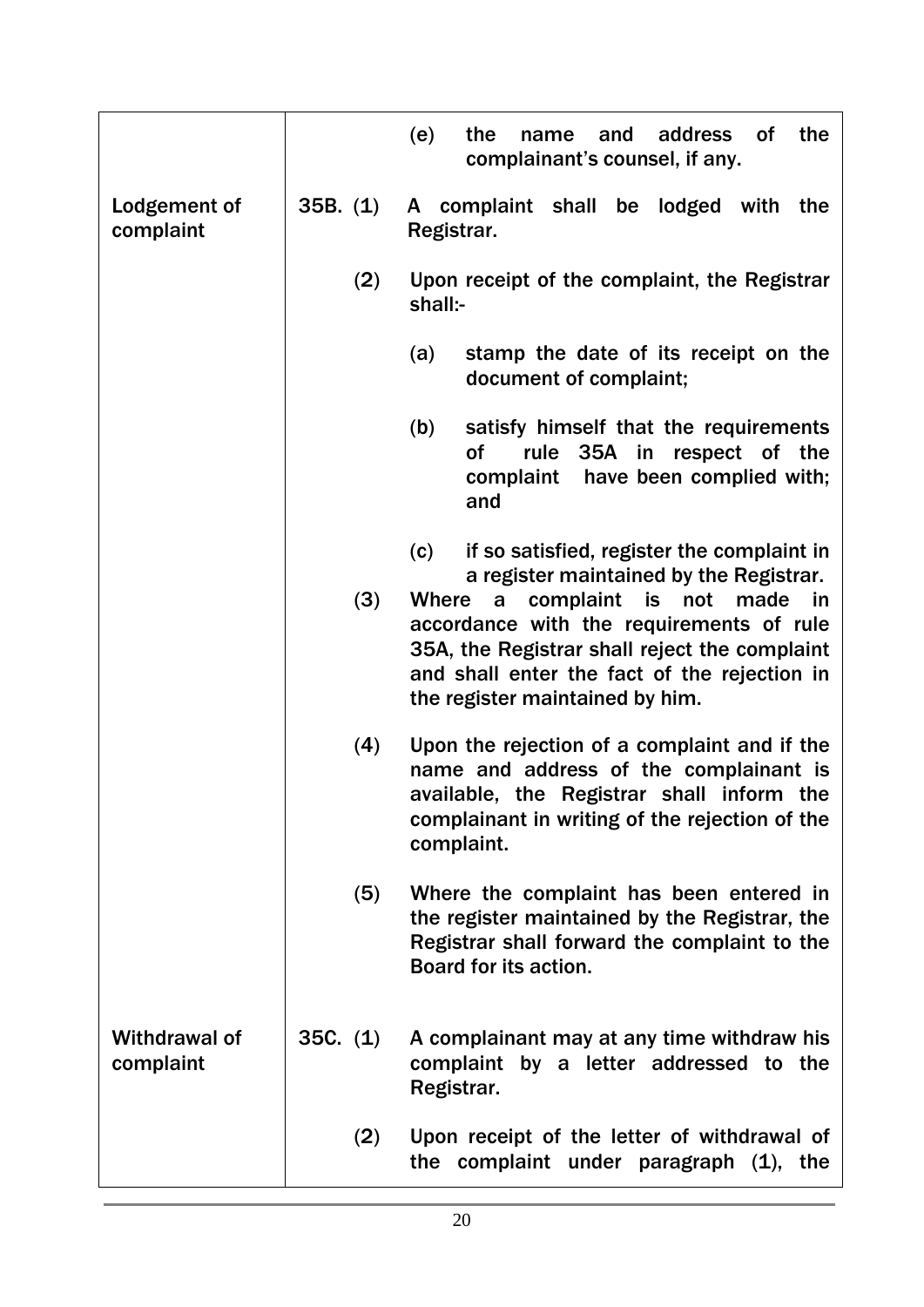| | | |
|---|---|---|
| | | (e) the name and address of the complainant's counsel, if any. |
| Lodgement of complaint | 35B. (1) | A complaint shall be lodged with the Registrar. |
| | (2) | Upon receipt of the complaint, the Registrar shall:- |
| | | (a) stamp the date of its receipt on the document of complaint; |
| | | (b) satisfy himself that the requirements of rule 35A in respect of the complaint have been complied with; and |
| | | (c) if so satisfied, register the complaint in a register maintained by the Registrar. |
| | (3) | Where a complaint is not made in accordance with the requirements of rule 35A, the Registrar shall reject the complaint and shall enter the fact of the rejection in the register maintained by him. |
| | (4) | Upon the rejection of a complaint and if the name and address of the complainant is available, the Registrar shall inform the complainant in writing of the rejection of the complaint. |
| | (5) | Where the complaint has been entered in the register maintained by the Registrar, the Registrar shall forward the complaint to the Board for its action. |
| Withdrawal of complaint | 35C. (1) | A complainant may at any time withdraw his complaint by a letter addressed to the Registrar. |
| | (2) | Upon receipt of the letter of withdrawal of the complaint under paragraph (1), the |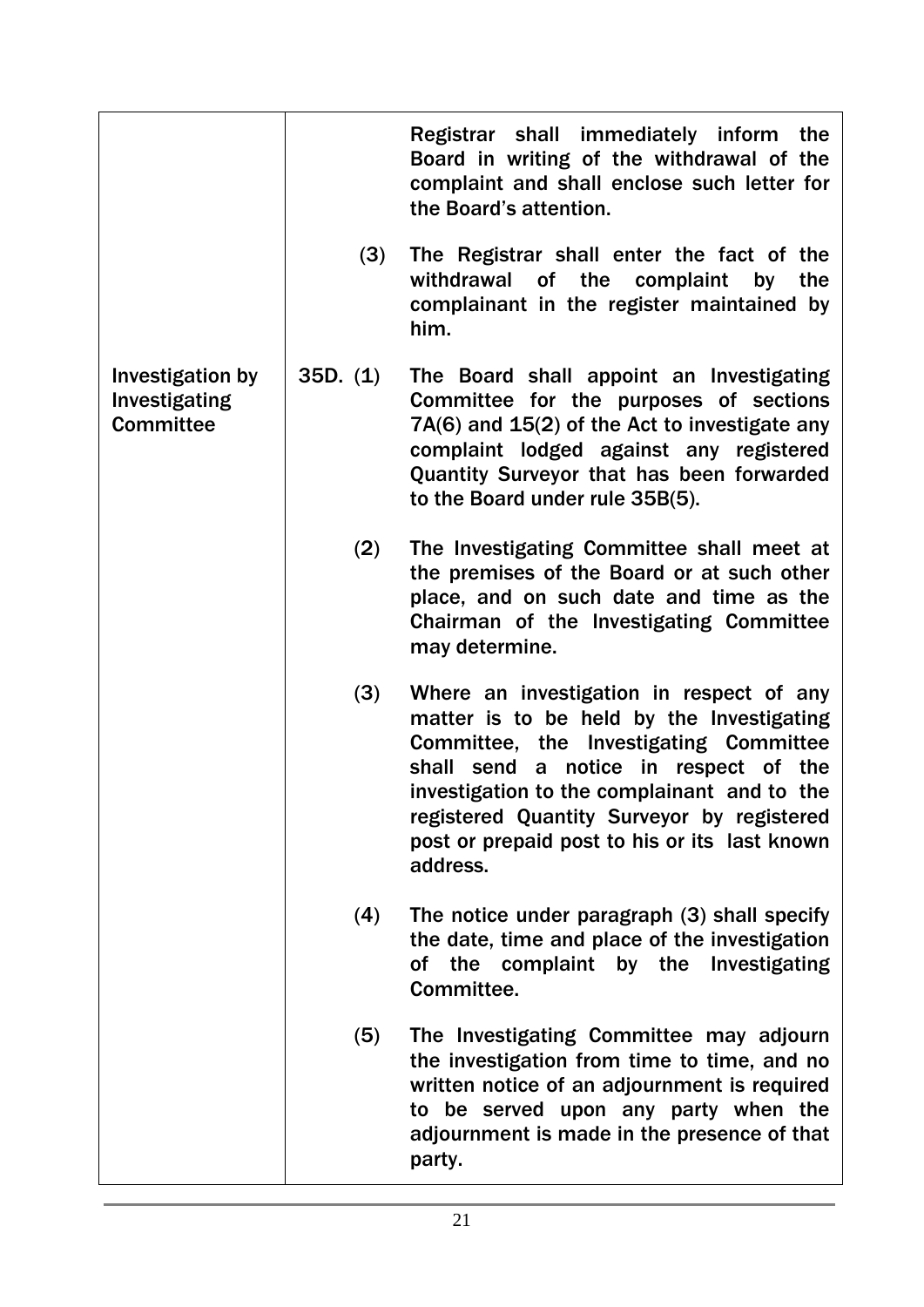| | | |
|---|---|---|
| | | Registrar shall immediately inform the Board in writing of the withdrawal of the complaint and shall enclose such letter for the Board's attention. |
| | (3) | The Registrar shall enter the fact of the withdrawal of the complaint by the complainant in the register maintained by him. |
| Investigation by Investigating Committee | 35D. (1) | The Board shall appoint an Investigating Committee for the purposes of sections 7A(6) and 15(2) of the Act to investigate any complaint lodged against any registered Quantity Surveyor that has been forwarded to the Board under rule 35B(5). |
| | (2) | The Investigating Committee shall meet at the premises of the Board or at such other place, and on such date and time as the Chairman of the Investigating Committee may determine. |
| | (3) | Where an investigation in respect of any matter is to be held by the Investigating Committee, the Investigating Committee shall send a notice in respect of the investigation to the complainant and to the registered Quantity Surveyor by registered post or prepaid post to his or its last known address. |
| | (4) | The notice under paragraph (3) shall specify the date, time and place of the investigation of the complaint by the Investigating Committee. |
| | (5) | The Investigating Committee may adjourn the investigation from time to time, and no written notice of an adjournment is required to be served upon any party when the adjournment is made in the presence of that party. |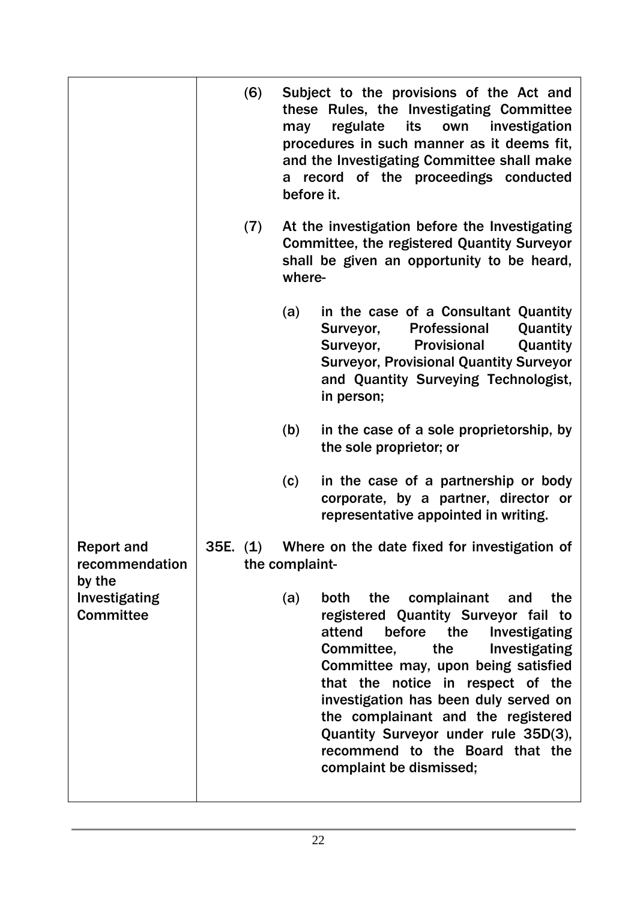(6) Subject to the provisions of the Act and these Rules, the Investigating Committee may regulate its own investigation procedures in such manner as it deems fit, and the Investigating Committee shall make a record of the proceedings conducted before it.

(7) At the investigation before the Investigating Committee, the registered Quantity Surveyor shall be given an opportunity to be heard, where-

(a) in the case of a Consultant Quantity Surveyor, Professional Quantity Surveyor, Provisional Quantity Surveyor, Provisional Quantity Surveyor and Quantity Surveying Technologist, in person;

(b) in the case of a sole proprietorship, by the sole proprietor; or

(c) in the case of a partnership or body corporate, by a partner, director or representative appointed in writing.

**Report and recommendation by the Investigating Committee**

35E. (1) Where on the date fixed for investigation of the complaint-

(a) both the complainant and the registered Quantity Surveyor fail to attend before the Investigating Committee, the Investigating Committee may, upon being satisfied that the notice in respect of the investigation has been duly served on the complainant and the registered Quantity Surveyor under rule 35D(3), recommend to the Board that the complaint be dismissed;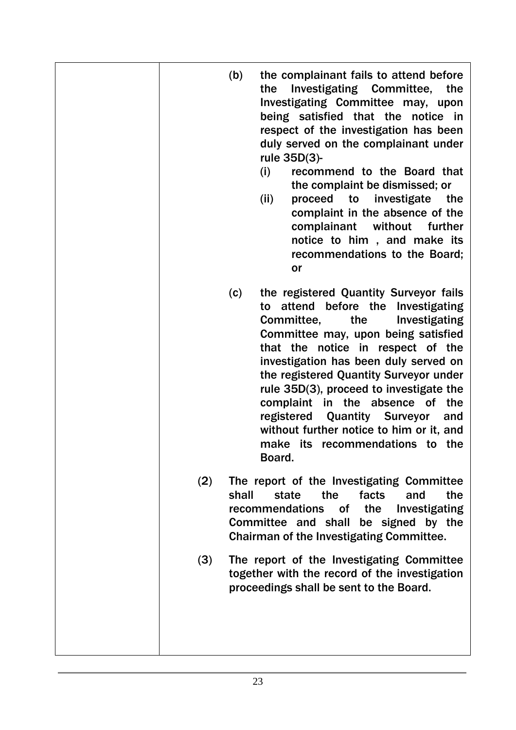(b) the complainant fails to attend before the Investigating Committee, the Investigating Committee may, upon being satisfied that the notice in respect of the investigation has been duly served on the complainant under rule 35D(3)-

   (i) recommend to the Board that the complaint be dismissed; or

   (ii) proceed to investigate the complaint in the absence of the complainant without further notice to him , and make its recommendations to the Board; or

(c) the registered Quantity Surveyor fails to attend before the Investigating Committee, the Investigating Committee may, upon being satisfied that the notice in respect of the investigation has been duly served on the registered Quantity Surveyor under rule 35D(3), proceed to investigate the complaint in the absence of the registered Quantity Surveyor and without further notice to him or it, and make its recommendations to the Board.

(2) The report of the Investigating Committee shall state the facts and the recommendations of the Investigating Committee and shall be signed by the Chairman of the Investigating Committee.

(3) The report of the Investigating Committee together with the record of the investigation proceedings shall be sent to the Board.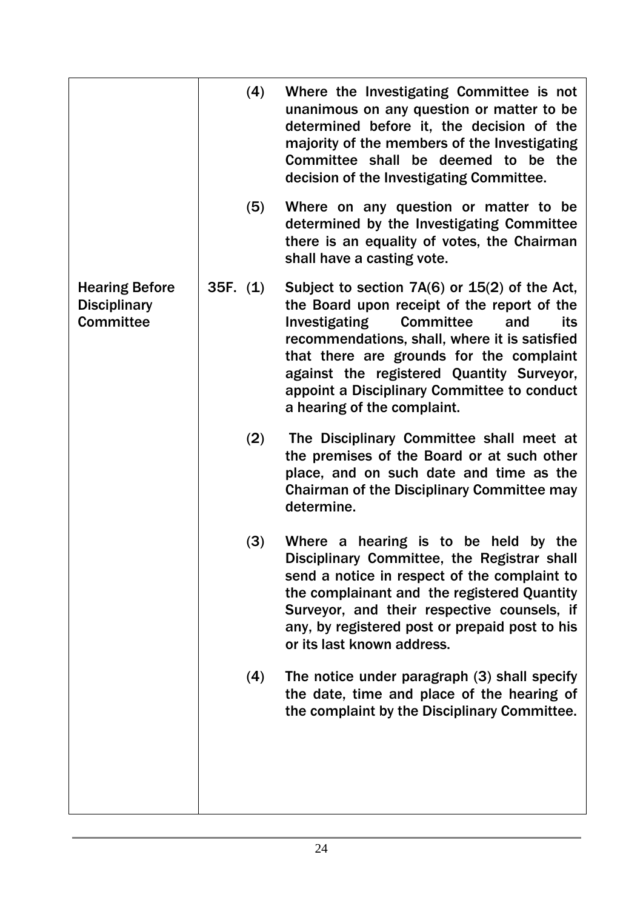| | | |
|---|---|---|
| | (4) | Where the Investigating Committee is not unanimous on any question or matter to be determined before it, the decision of the majority of the members of the Investigating Committee shall be deemed to be the decision of the Investigating Committee. |
| | (5) | Where on any question or matter to be determined by the Investigating Committee there is an equality of votes, the Chairman shall have a casting vote. |
| **Hearing Before Disciplinary Committee** | 35F. (1) | Subject to section 7A(6) or 15(2) of the Act, the Board upon receipt of the report of the Investigating Committee and its recommendations, shall, where it is satisfied that there are grounds for the complaint against the registered Quantity Surveyor, appoint a Disciplinary Committee to conduct a hearing of the complaint. |
| | (2) | The Disciplinary Committee shall meet at the premises of the Board or at such other place, and on such date and time as the Chairman of the Disciplinary Committee may determine. |
| | (3) | Where a hearing is to be held by the Disciplinary Committee, the Registrar shall send a notice in respect of the complaint to the complainant and the registered Quantity Surveyor, and their respective counsels, if any, by registered post or prepaid post to his or its last known address. |
| | (4) | The notice under paragraph (3) shall specify the date, time and place of the hearing of the complaint by the Disciplinary Committee. |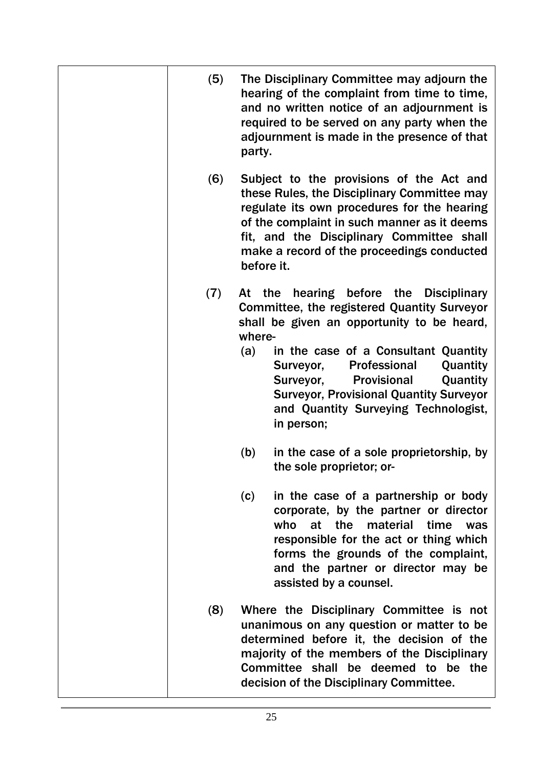(5) The Disciplinary Committee may adjourn the hearing of the complaint from time to time, and no written notice of an adjournment is required to be served on any party when the adjournment is made in the presence of that party.

(6) Subject to the provisions of the Act and these Rules, the Disciplinary Committee may regulate its own procedures for the hearing of the complaint in such manner as it deems fit, and the Disciplinary Committee shall make a record of the proceedings conducted before it.

(7) At the hearing before the Disciplinary Committee, the registered Quantity Surveyor shall be given an opportunity to be heard, where-

- (a) in the case of a Consultant Quantity Surveyor, Professional Quantity Surveyor, Provisional Quantity Surveyor, Provisional Quantity Surveyor and Quantity Surveying Technologist, in person;
- (b) in the case of a sole proprietorship, by the sole proprietor; or-
- (c) in the case of a partnership or body corporate, by the partner or director who at the material time was responsible for the act or thing which forms the grounds of the complaint, and the partner or director may be assisted by a counsel.

(8) Where the Disciplinary Committee is not unanimous on any question or matter to be determined before it, the decision of the majority of the members of the Disciplinary Committee shall be deemed to be the decision of the Disciplinary Committee.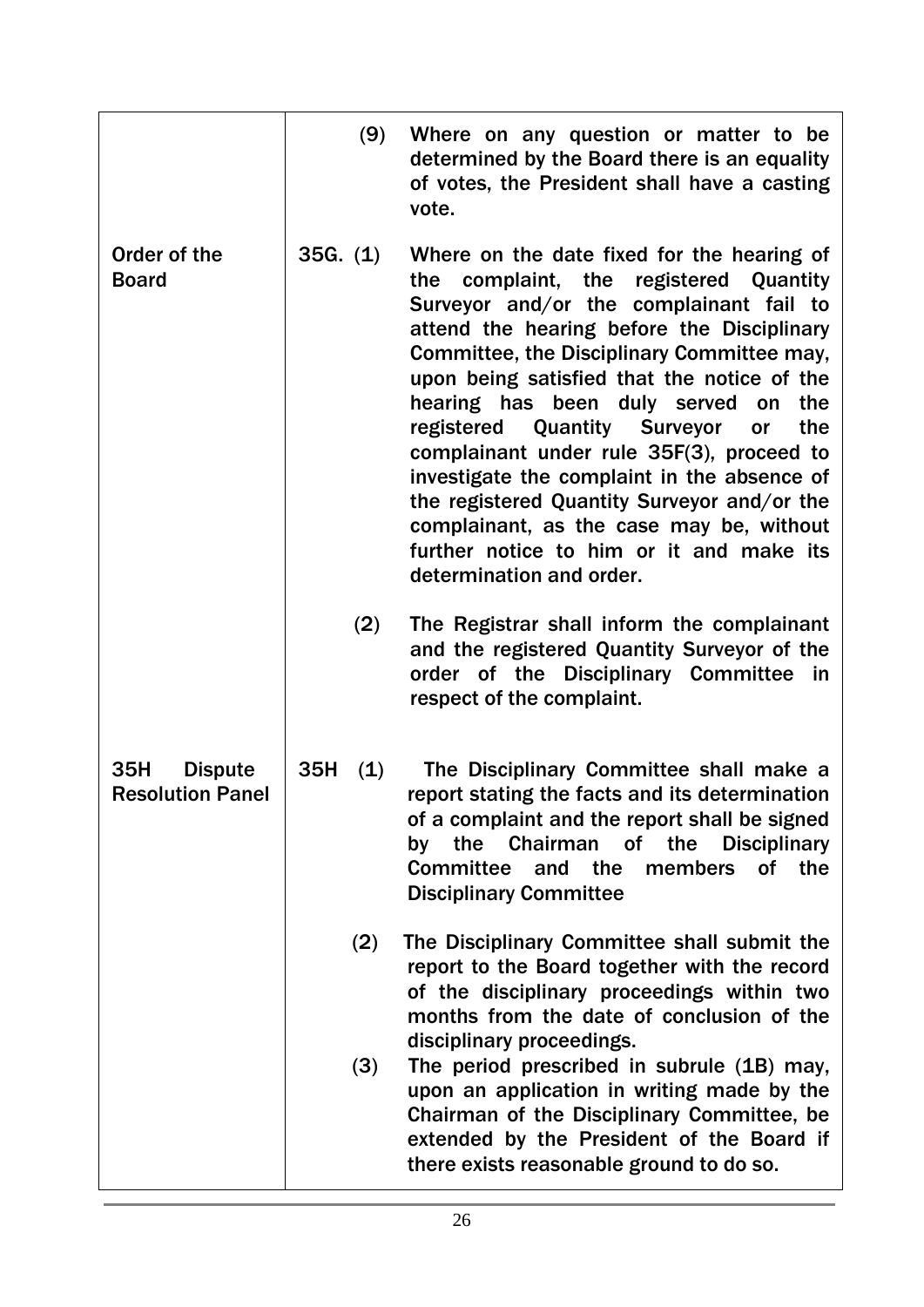| | | |
|---|---|---|
| | (9) | Where on any question or matter to be determined by the Board there is an equality of votes, the President shall have a casting vote. |
| Order of the Board | 35G. (1) | Where on the date fixed for the hearing of the complaint, the registered Quantity Surveyor and/or the complainant fail to attend the hearing before the Disciplinary Committee, the Disciplinary Committee may, upon being satisfied that the notice of the hearing has been duly served on the registered Quantity Surveyor or the complainant under rule 35F(3), proceed to investigate the complaint in the absence of the registered Quantity Surveyor and/or the complainant, as the case may be, without further notice to him or it and make its determination and order. |
| | (2) | The Registrar shall inform the complainant and the registered Quantity Surveyor of the order of the Disciplinary Committee in respect of the complaint. |
| 35H Dispute Resolution Panel | 35H (1) | The Disciplinary Committee shall make a report stating the facts and its determination of a complaint and the report shall be signed by the Chairman of the Disciplinary Committee and the members of the Disciplinary Committee |
| | (2) | The Disciplinary Committee shall submit the report to the Board together with the record of the disciplinary proceedings within two months from the date of conclusion of the disciplinary proceedings. |
| | (3) | The period prescribed in subrule (1B) may, upon an application in writing made by the Chairman of the Disciplinary Committee, be extended by the President of the Board if there exists reasonable ground to do so. |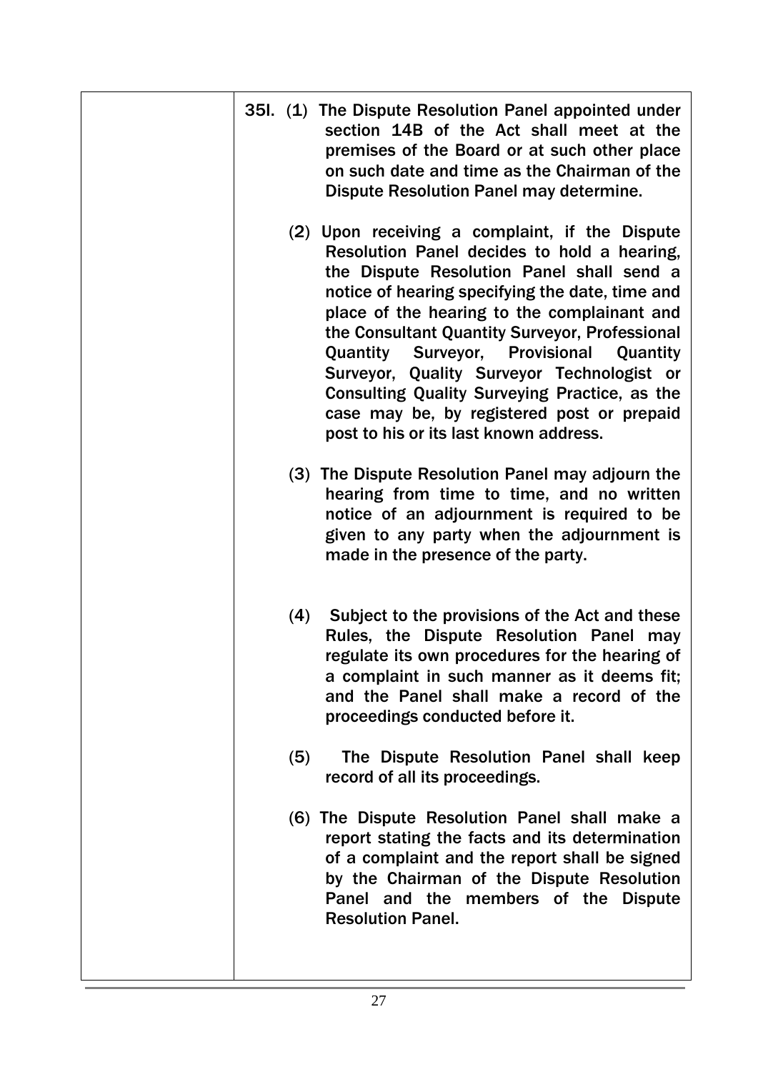35I. (1) The Dispute Resolution Panel appointed under section 14B of the Act shall meet at the premises of the Board or at such other place on such date and time as the Chairman of the Dispute Resolution Panel may determine.

(2) Upon receiving a complaint, if the Dispute Resolution Panel decides to hold a hearing, the Dispute Resolution Panel shall send a notice of hearing specifying the date, time and place of the hearing to the complainant and the Consultant Quantity Surveyor, Professional Quantity Surveyor, Provisional Quantity Surveyor, Quality Surveyor Technologist or Consulting Quality Surveying Practice, as the case may be, by registered post or prepaid post to his or its last known address.

(3) The Dispute Resolution Panel may adjourn the hearing from time to time, and no written notice of an adjournment is required to be given to any party when the adjournment is made in the presence of the party.

(4) Subject to the provisions of the Act and these Rules, the Dispute Resolution Panel may regulate its own procedures for the hearing of a complaint in such manner as it deems fit; and the Panel shall make a record of the proceedings conducted before it.

(5) The Dispute Resolution Panel shall keep record of all its proceedings.

(6) The Dispute Resolution Panel shall make a report stating the facts and its determination of a complaint and the report shall be signed by the Chairman of the Dispute Resolution Panel and the members of the Dispute Resolution Panel.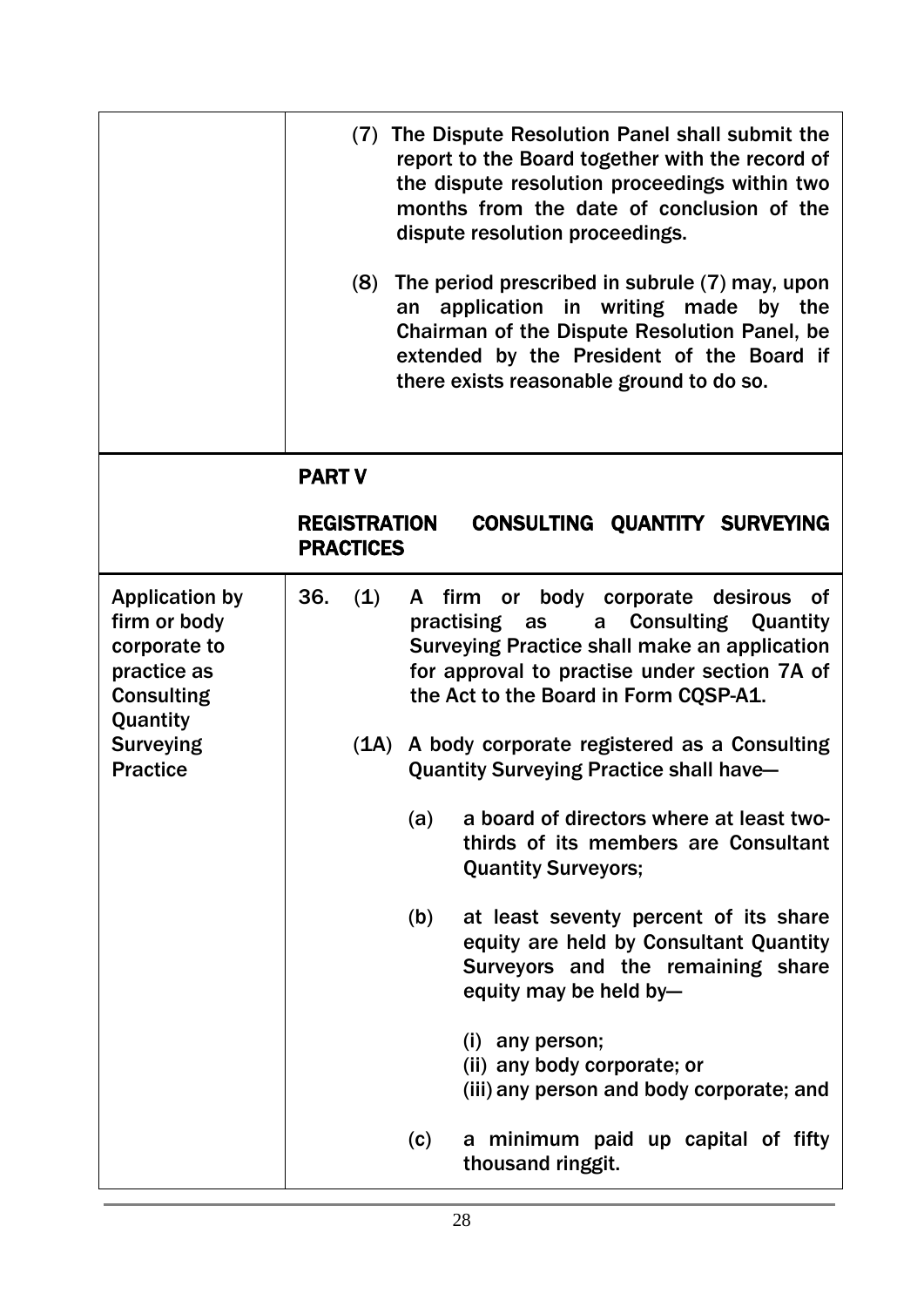(7) The Dispute Resolution Panel shall submit the report to the Board together with the record of the dispute resolution proceedings within two months from the date of conclusion of the dispute resolution proceedings.

(8) The period prescribed in subrule (7) may, upon an application in writing made by the Chairman of the Dispute Resolution Panel, be extended by the President of the Board if there exists reasonable ground to do so.

## PART V

## REGISTRATION CONSULTING QUANTITY SURVEYING PRACTICES

**Application by firm or body corporate to practice as Consulting Quantity Surveying Practice**

36. (1) A firm or body corporate desirous of practising as a Consulting Quantity Surveying Practice shall make an application for approval to practise under section 7A of the Act to the Board in Form CQSP-A1.

(1A) A body corporate registered as a Consulting Quantity Surveying Practice shall have—

(a) a board of directors where at least two-thirds of its members are Consultant Quantity Surveyors;

(b) at least seventy percent of its share equity are held by Consultant Quantity Surveyors and the remaining share equity may be held by—

(i) any person;
(ii) any body corporate; or
(iii) any person and body corporate; and

(c) a minimum paid up capital of fifty thousand ringgit.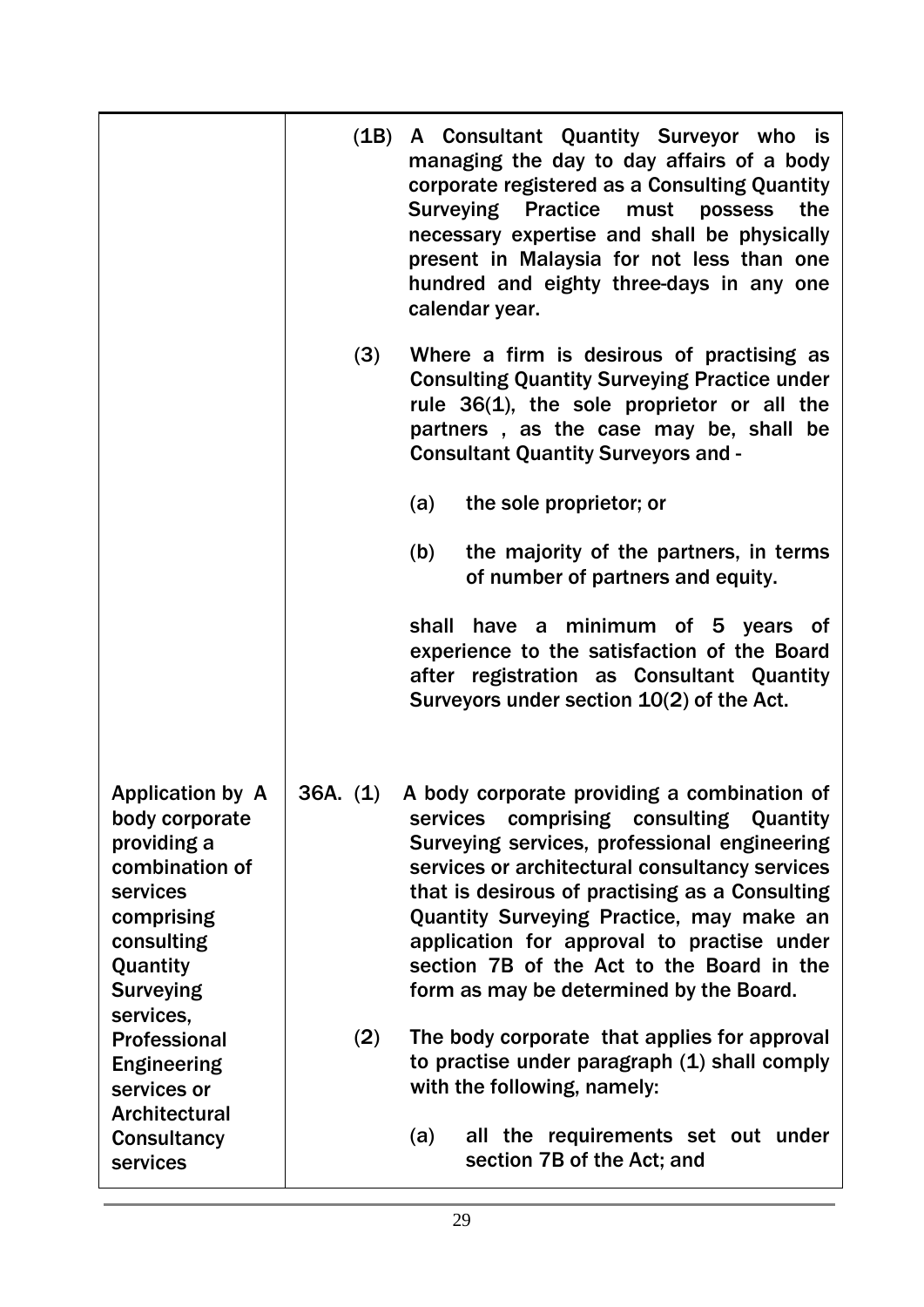| | |
|---|---|
| | (1B) A Consultant Quantity Surveyor who is managing the day to day affairs of a body corporate registered as a Consulting Quantity Surveying Practice must possess the necessary expertise and shall be physically present in Malaysia for not less than one hundred and eighty three-days in any one calendar year.<br><br>(3) Where a firm is desirous of practising as Consulting Quantity Surveying Practice under rule 36(1), the sole proprietor or all the partners , as the case may be, shall be Consultant Quantity Surveyors and -<br><br>(a) the sole proprietor; or<br><br>(b) the majority of the partners, in terms of number of partners and equity.<br><br>shall have a minimum of 5 years of experience to the satisfaction of the Board after registration as Consultant Quantity Surveyors under section 10(2) of the Act. |
| Application by A body corporate providing a combination of services comprising consulting Quantity Surveying services, Professional Engineering services or Architectural Consultancy services | 36A. (1) A body corporate providing a combination of services comprising consulting Quantity Surveying services, professional engineering services or architectural consultancy services that is desirous of practising as a Consulting Quantity Surveying Practice, may make an application for approval to practise under section 7B of the Act to the Board in the form as may be determined by the Board.<br><br>(2) The body corporate that applies for approval to practise under paragraph (1) shall comply with the following, namely:<br><br>(a) all the requirements set out under section 7B of the Act; and |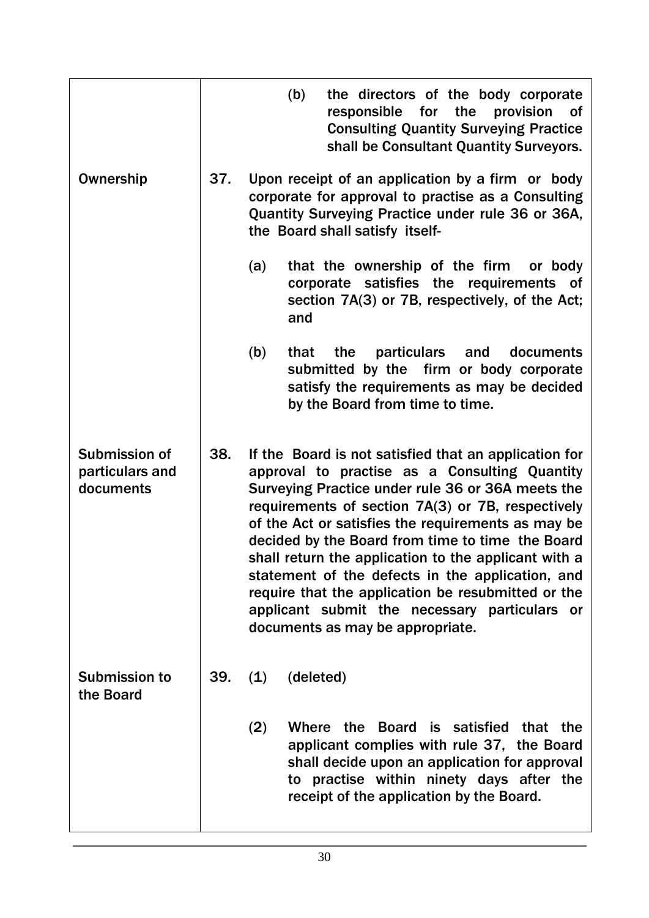| | |
|---|---|
| | (b) the directors of the body corporate responsible for the provision of Consulting Quantity Surveying Practice shall be Consultant Quantity Surveyors. |
| Ownership | 37. Upon receipt of an application by a firm or body corporate for approval to practise as a Consulting Quantity Surveying Practice under rule 36 or 36A, the Board shall satisfy itself- <br><br> (a) that the ownership of the firm or body corporate satisfies the requirements of section 7A(3) or 7B, respectively, of the Act; and <br><br> (b) that the particulars and documents submitted by the firm or body corporate satisfy the requirements as may be decided by the Board from time to time. |
| Submission of particulars and documents | 38. If the Board is not satisfied that an application for approval to practise as a Consulting Quantity Surveying Practice under rule 36 or 36A meets the requirements of section 7A(3) or 7B, respectively of the Act or satisfies the requirements as may be decided by the Board from time to time the Board shall return the application to the applicant with a statement of the defects in the application, and require that the application be resubmitted or the applicant submit the necessary particulars or documents as may be appropriate. |
| Submission to the Board | 39. (1) (deleted) <br><br> (2) Where the Board is satisfied that the applicant complies with rule 37, the Board shall decide upon an application for approval to practise within ninety days after the receipt of the application by the Board. |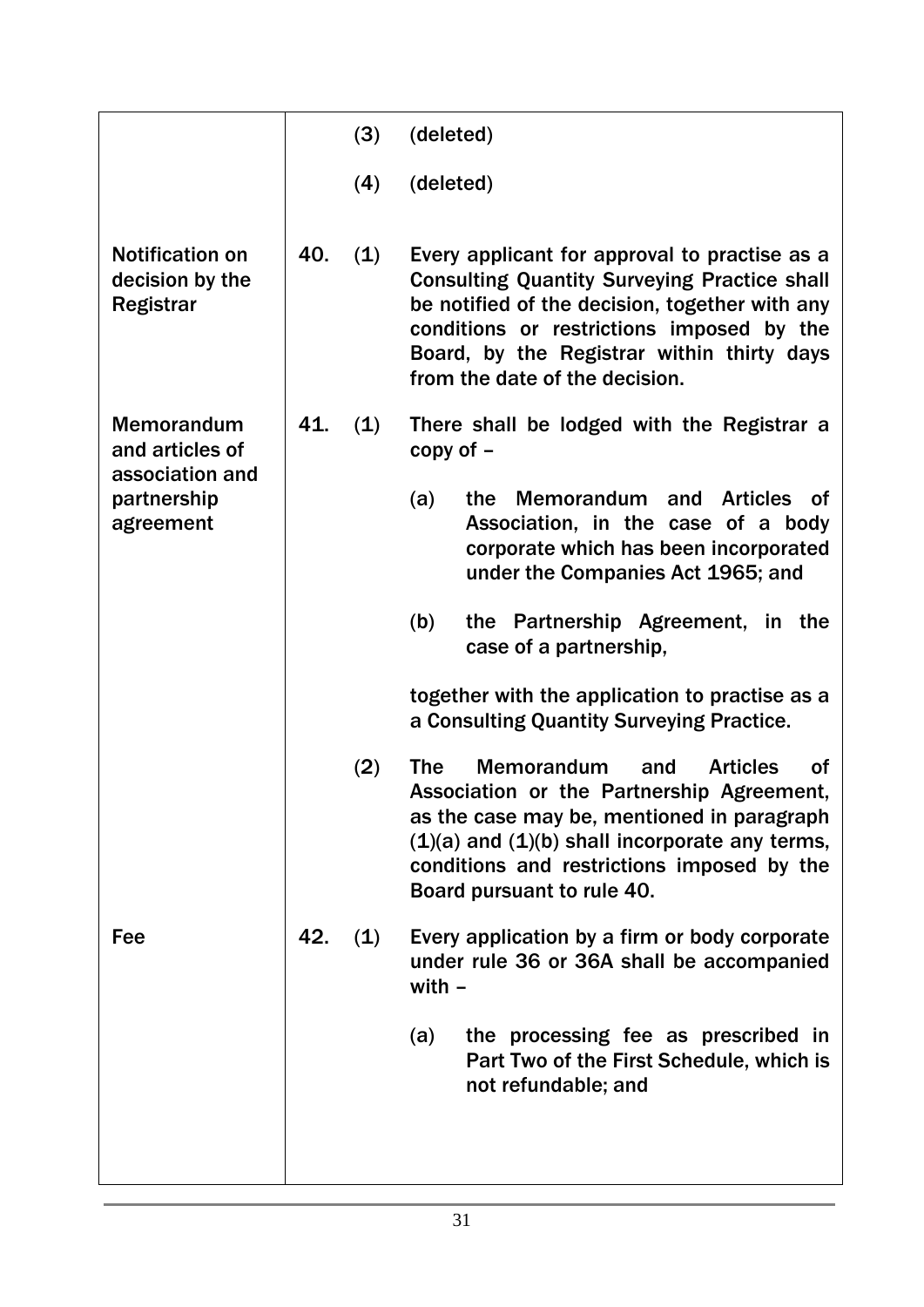| | | | |
|---|---|---|---|
| | | (3) | (deleted) |
| | | (4) | (deleted) |
| **Notification on decision by the Registrar** | **40.** | **(1)** | **Every applicant for approval to practise as a Consulting Quantity Surveying Practice shall be notified of the decision, together with any conditions or restrictions imposed by the Board, by the Registrar within thirty days from the date of the decision.** |
| **Memorandum and articles of association and partnership agreement** | **41.** | **(1)** | **There shall be lodged with the Registrar a copy of –**<br><br>**(a) the Memorandum and Articles of Association, in the case of a body corporate which has been incorporated under the Companies Act 1965; and**<br><br>**(b) the Partnership Agreement, in the case of a partnership,**<br><br>**together with the application to practise as a a Consulting Quantity Surveying Practice.** |
| | | **(2)** | **The Memorandum and Articles of Association or the Partnership Agreement, as the case may be, mentioned in paragraph (1)(a) and (1)(b) shall incorporate any terms, conditions and restrictions imposed by the Board pursuant to rule 40.** |
| **Fee** | **42.** | **(1)** | **Every application by a firm or body corporate under rule 36 or 36A shall be accompanied with –**<br><br>**(a) the processing fee as prescribed in Part Two of the First Schedule, which is not refundable; and** |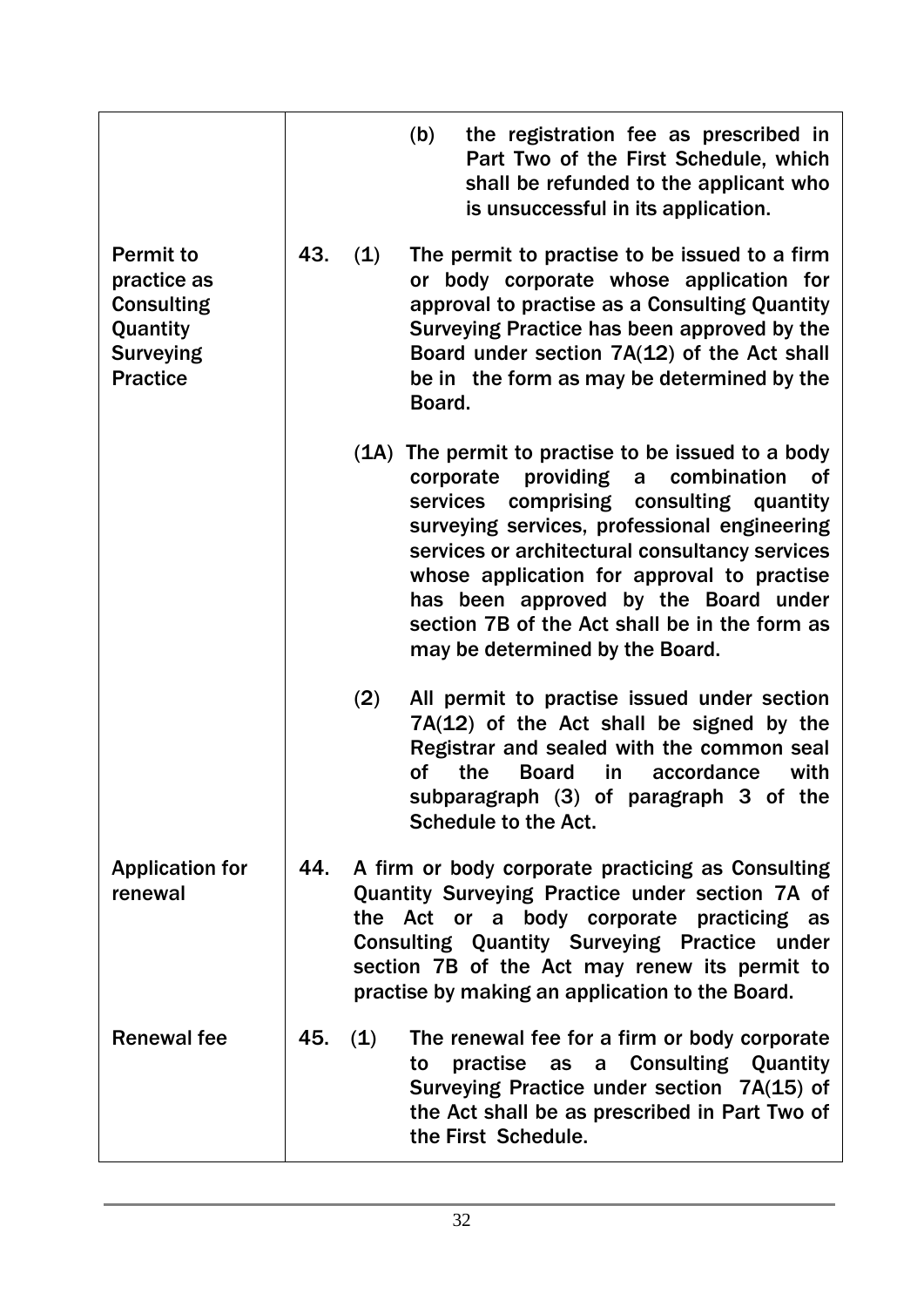| | |
|---|---|
| | (b) the registration fee as prescribed in Part Two of the First Schedule, which shall be refunded to the applicant who is unsuccessful in its application. |
| Permit to practice as Consulting Quantity Surveying Practice | 43. (1) The permit to practise to be issued to a firm or body corporate whose application for approval to practise as a Consulting Quantity Surveying Practice has been approved by the Board under section 7A(12) of the Act shall be in the form as may be determined by the Board. |
| | (1A) The permit to practise to be issued to a body corporate providing a combination of services comprising consulting quantity surveying services, professional engineering services or architectural consultancy services whose application for approval to practise has been approved by the Board under section 7B of the Act shall be in the form as may be determined by the Board. |
| | (2) All permit to practise issued under section 7A(12) of the Act shall be signed by the Registrar and sealed with the common seal of the Board in accordance with subparagraph (3) of paragraph 3 of the Schedule to the Act. |
| Application for renewal | 44. A firm or body corporate practicing as Consulting Quantity Surveying Practice under section 7A of the Act or a body corporate practicing as Consulting Quantity Surveying Practice under section 7B of the Act may renew its permit to practise by making an application to the Board. |
| Renewal fee | 45. (1) The renewal fee for a firm or body corporate to practise as a Consulting Quantity Surveying Practice under section 7A(15) of the Act shall be as prescribed in Part Two of the First Schedule. |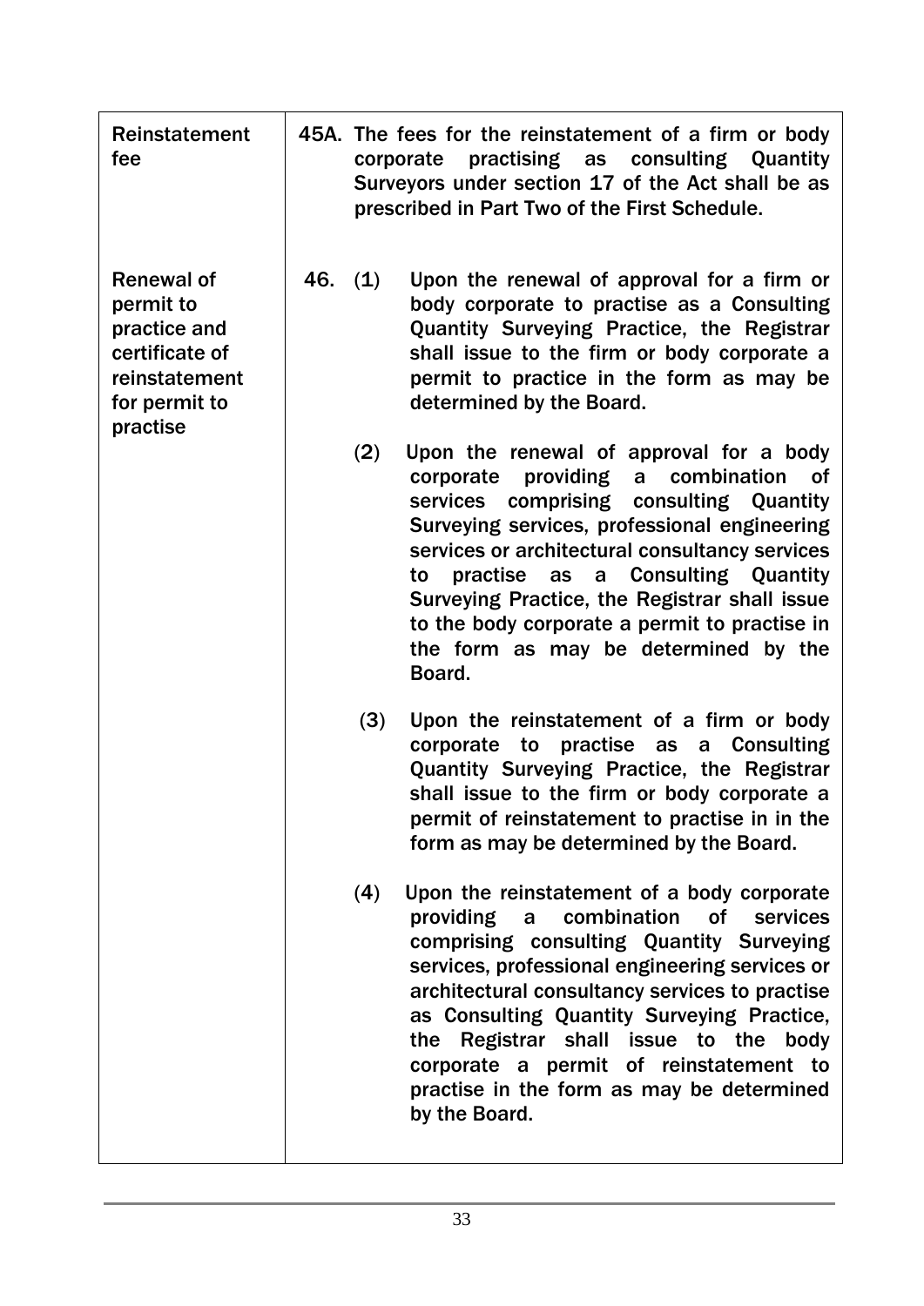| | |
|---|---|
| Reinstatement fee | 45A. The fees for the reinstatement of a firm or body corporate practising as consulting Quantity Surveyors under section 17 of the Act shall be as prescribed in Part Two of the First Schedule. |
| Renewal of permit to practice and certificate of reinstatement for permit to practise | 46. (1) Upon the renewal of approval for a firm or body corporate to practise as a Consulting Quantity Surveying Practice, the Registrar shall issue to the firm or body corporate a permit to practice in the form as may be determined by the Board.<br><br>(2) Upon the renewal of approval for a body corporate providing a combination of services comprising consulting Quantity Surveying services, professional engineering services or architectural consultancy services to practise as a Consulting Quantity Surveying Practice, the Registrar shall issue to the body corporate a permit to practise in the form as may be determined by the Board.<br><br>(3) Upon the reinstatement of a firm or body corporate to practise as a Consulting Quantity Surveying Practice, the Registrar shall issue to the firm or body corporate a permit of reinstatement to practise in in the form as may be determined by the Board.<br><br>(4) Upon the reinstatement of a body corporate providing a combination of services comprising consulting Quantity Surveying services, professional engineering services or architectural consultancy services to practise as Consulting Quantity Surveying Practice, the Registrar shall issue to the body corporate a permit of reinstatement to practise in the form as may be determined by the Board. |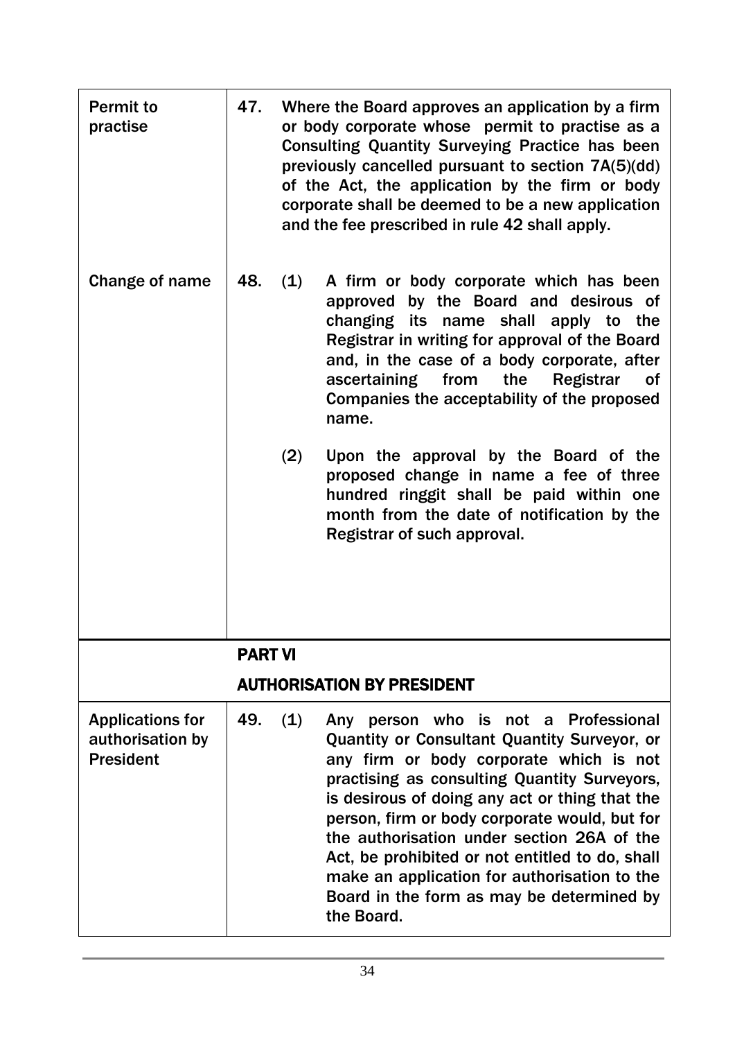| | |
|---|---|
| Permit to practise | 47. Where the Board approves an application by a firm or body corporate whose permit to practise as a Consulting Quantity Surveying Practice has been previously cancelled pursuant to section 7A(5)(dd) of the Act, the application by the firm or body corporate shall be deemed to be a new application and the fee prescribed in rule 42 shall apply. |
| Change of name | 48. (1) A firm or body corporate which has been approved by the Board and desirous of changing its name shall apply to the Registrar in writing for approval of the Board and, in the case of a body corporate, after ascertaining from the Registrar of Companies the acceptability of the proposed name.<br><br>(2) Upon the approval by the Board of the proposed change in name a fee of three hundred ringgit shall be paid within one month from the date of notification by the Registrar of such approval. |

## PART VI

## AUTHORISATION BY PRESIDENT

| | |
|---|---|
| Applications for authorisation by President | 49. (1) Any person who is not a Professional Quantity or Consultant Quantity Surveyor, or any firm or body corporate which is not practising as consulting Quantity Surveyors, is desirous of doing any act or thing that the person, firm or body corporate would, but for the authorisation under section 26A of the Act, be prohibited or not entitled to do, shall make an application for authorisation to the Board in the form as may be determined by the Board. |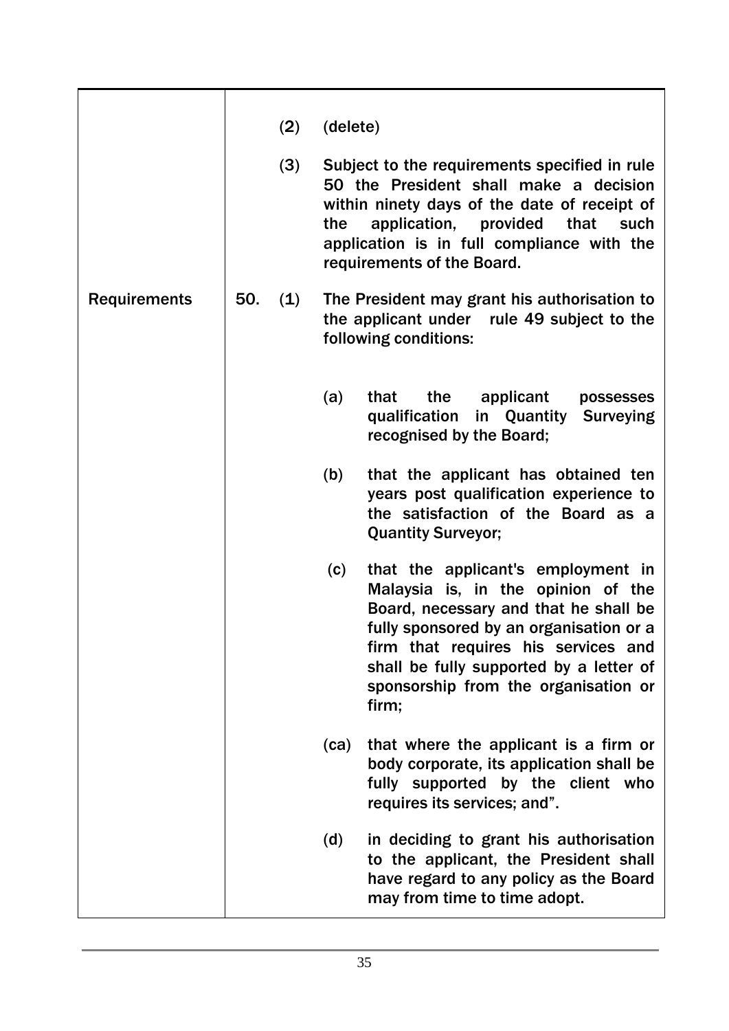| | | |
|---|---|---|
| | (2) | (delete) |
| | (3) | Subject to the requirements specified in rule 50 the President shall make a decision within ninety days of the date of receipt of the application, provided that such application is in full compliance with the requirements of the Board. |
| Requirements | 50. (1) | The President may grant his authorisation to the applicant under rule 49 subject to the following conditions: |
| | | (a) that the applicant possesses qualification in Quantity Surveying recognised by the Board; |
| | | (b) that the applicant has obtained ten years post qualification experience to the satisfaction of the Board as a Quantity Surveyor; |
| | | (c) that the applicant's employment in Malaysia is, in the opinion of the Board, necessary and that he shall be fully sponsored by an organisation or a firm that requires his services and shall be fully supported by a letter of sponsorship from the organisation or firm; |
| | | (ca) that where the applicant is a firm or body corporate, its application shall be fully supported by the client who requires its services; and". |
| | | (d) in deciding to grant his authorisation to the applicant, the President shall have regard to any policy as the Board may from time to time adopt. |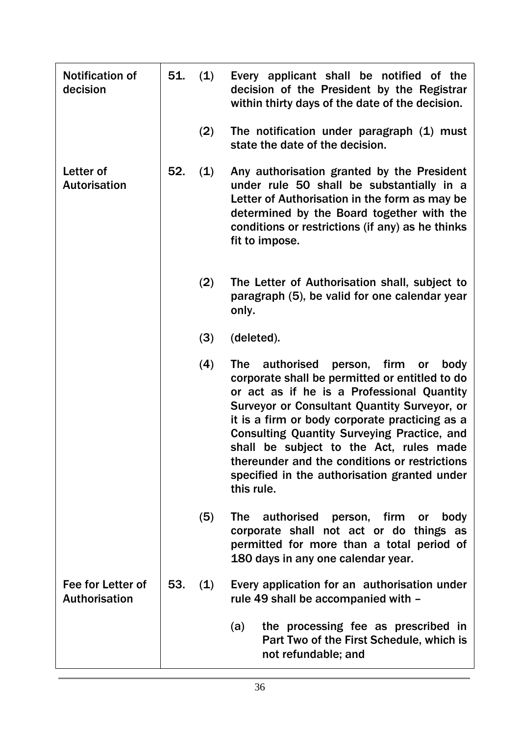| | | | |
|---|---|---|---|
| Notification of decision | 51. | (1) | Every applicant shall be notified of the decision of the President by the Registrar within thirty days of the date of the decision. |
| | | (2) | The notification under paragraph (1) must state the date of the decision. |
| Letter of Autorisation | 52. | (1) | Any authorisation granted by the President under rule 50 shall be substantially in a Letter of Authorisation in the form as may be determined by the Board together with the conditions or restrictions (if any) as he thinks fit to impose. |
| | | (2) | The Letter of Authorisation shall, subject to paragraph (5), be valid for one calendar year only. |
| | | (3) | (deleted). |
| | | (4) | The authorised person, firm or body corporate shall be permitted or entitled to do or act as if he is a Professional Quantity Surveyor or Consultant Quantity Surveyor, or it is a firm or body corporate practicing as a Consulting Quantity Surveying Practice, and shall be subject to the Act, rules made thereunder and the conditions or restrictions specified in the authorisation granted under this rule. |
| | | (5) | The authorised person, firm or body corporate shall not act or do things as permitted for more than a total period of 180 days in any one calendar year. |
| Fee for Letter of Authorisation | 53. | (1) | Every application for an authorisation under rule 49 shall be accompanied with – |
| | | | (a) the processing fee as prescribed in Part Two of the First Schedule, which is not refundable; and |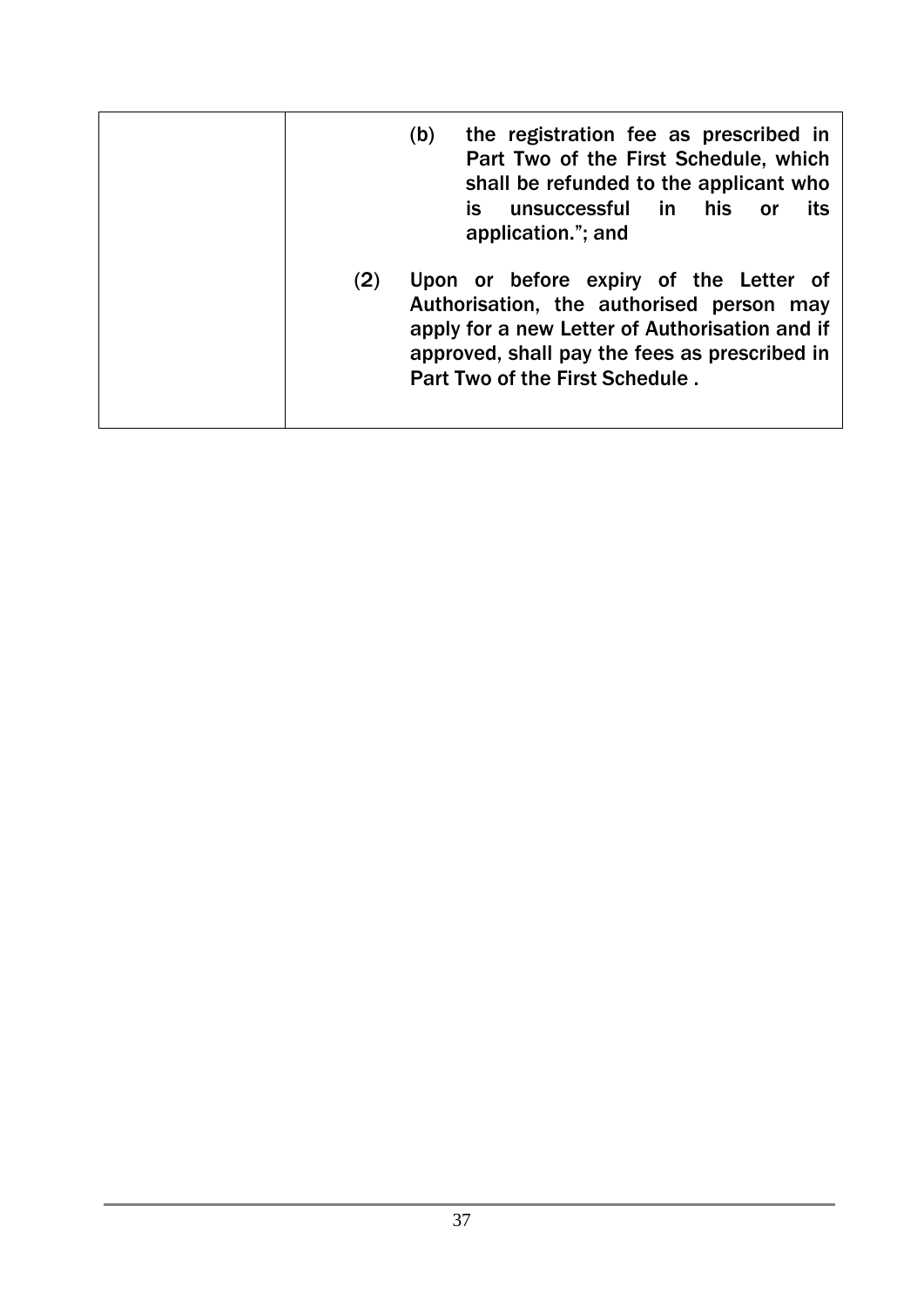| | |
|---|---|
| | (b) the registration fee as prescribed in Part Two of the First Schedule, which shall be refunded to the applicant who is unsuccessful in his or its application."; and<br><br>(2) Upon or before expiry of the Letter of Authorisation, the authorised person may apply for a new Letter of Authorisation and if approved, shall pay the fees as prescribed in Part Two of the First Schedule . |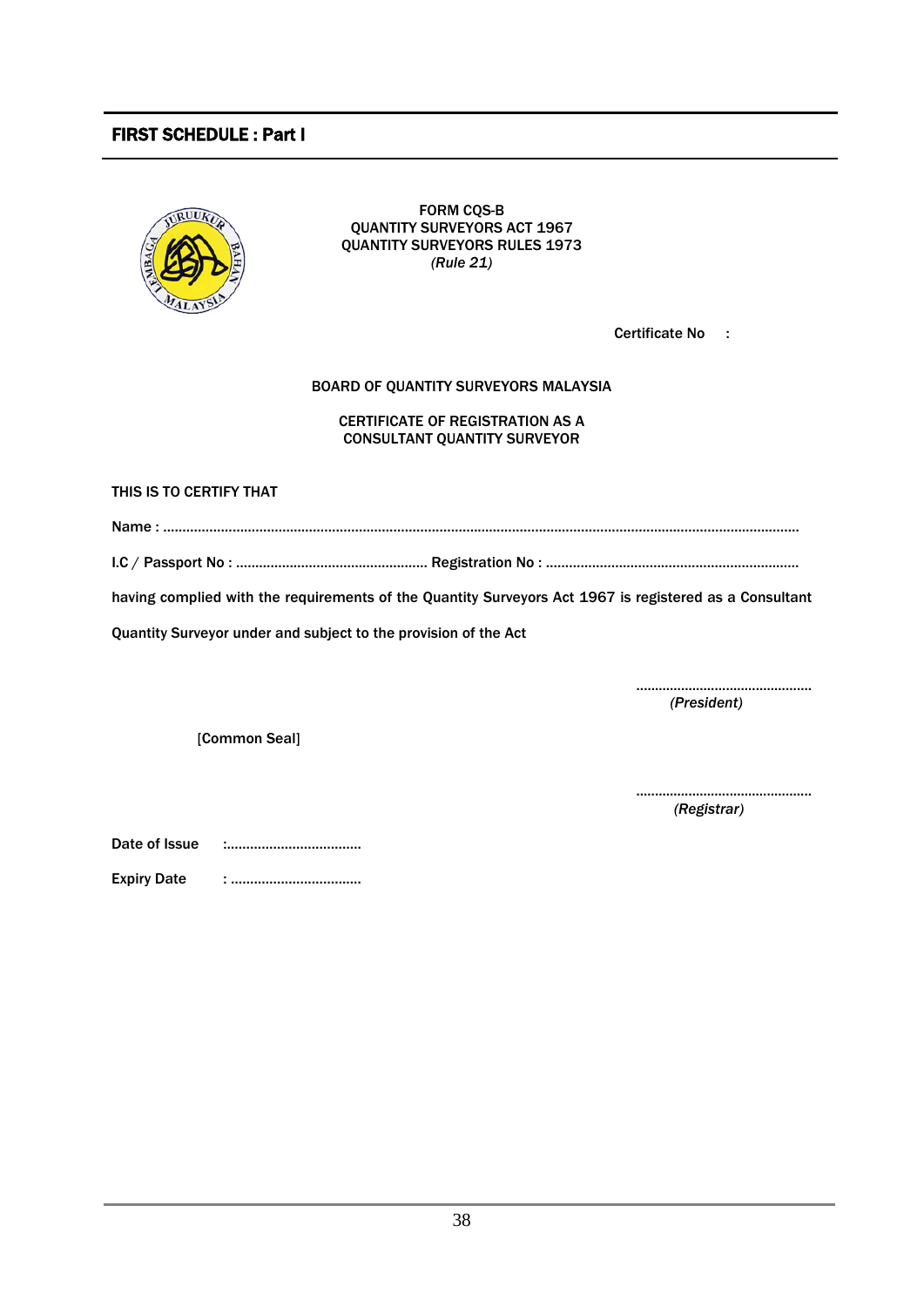## FIRST SCHEDULE : Part I

FORM CQS-B
QUANTITY SURVEYORS ACT 1967
QUANTITY SURVEYORS RULES 1973
*(Rule 21)*

Certificate No :

BOARD OF QUANTITY SURVEYORS MALAYSIA

CERTIFICATE OF REGISTRATION AS A
CONSULTANT QUANTITY SURVEYOR

THIS IS TO CERTIFY THAT

Name : ................................................................................................................................................................

I.C / Passport No : ................................................. Registration No : .................................................................

having complied with the requirements of the Quantity Surveyors Act 1967 is registered as a Consultant Quantity Surveyor under and subject to the provision of the Act

..............................................
*(President)*

[Common Seal]

..............................................
*(Registrar)*

Date of Issue :...................................

Expiry Date : .................................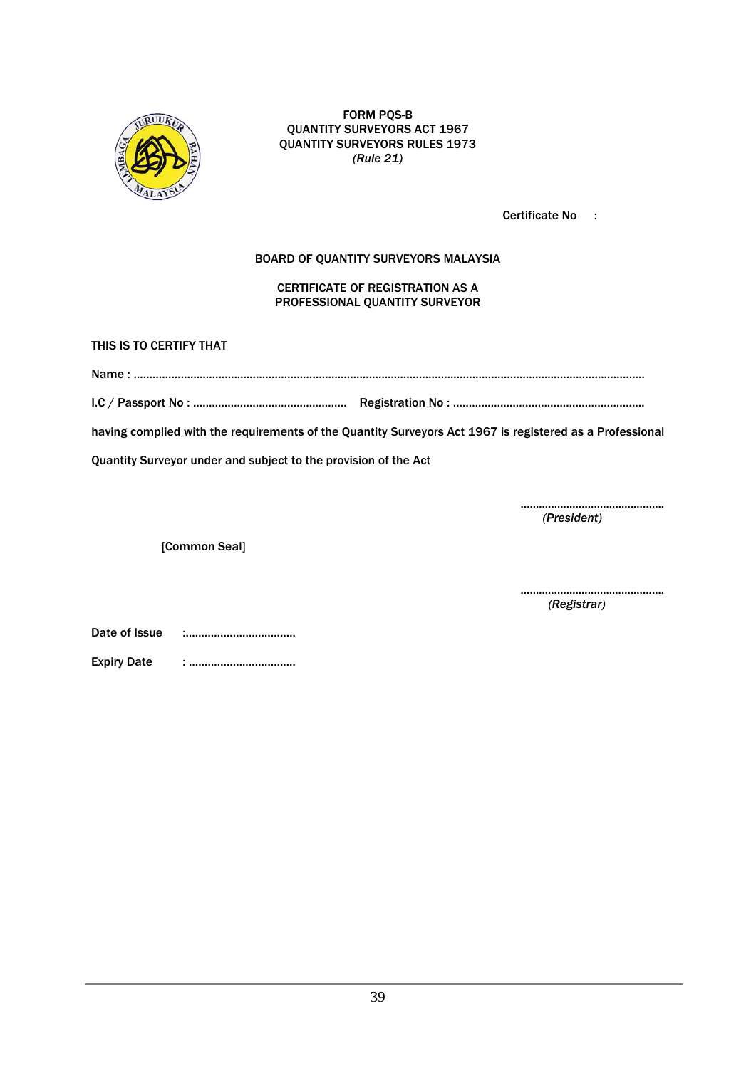FORM PQS-B
QUANTITY SURVEYORS ACT 1967
QUANTITY SURVEYORS RULES 1973
*(Rule 21)*

Certificate No :

BOARD OF QUANTITY SURVEYORS MALAYSIA

CERTIFICATE OF REGISTRATION AS A
PROFESSIONAL QUANTITY SURVEYOR

THIS IS TO CERTIFY THAT

Name : ..........................................................................................................................................................

I.C / Passport No : ................................................ Registration No : ............................................................

having complied with the requirements of the Quantity Surveyors Act 1967 is registered as a Professional Quantity Surveyor under and subject to the provision of the Act

..............................................
*(President)*

[Common Seal]

..............................................
*(Registrar)*

Date of Issue :..................................

Expiry Date : .................................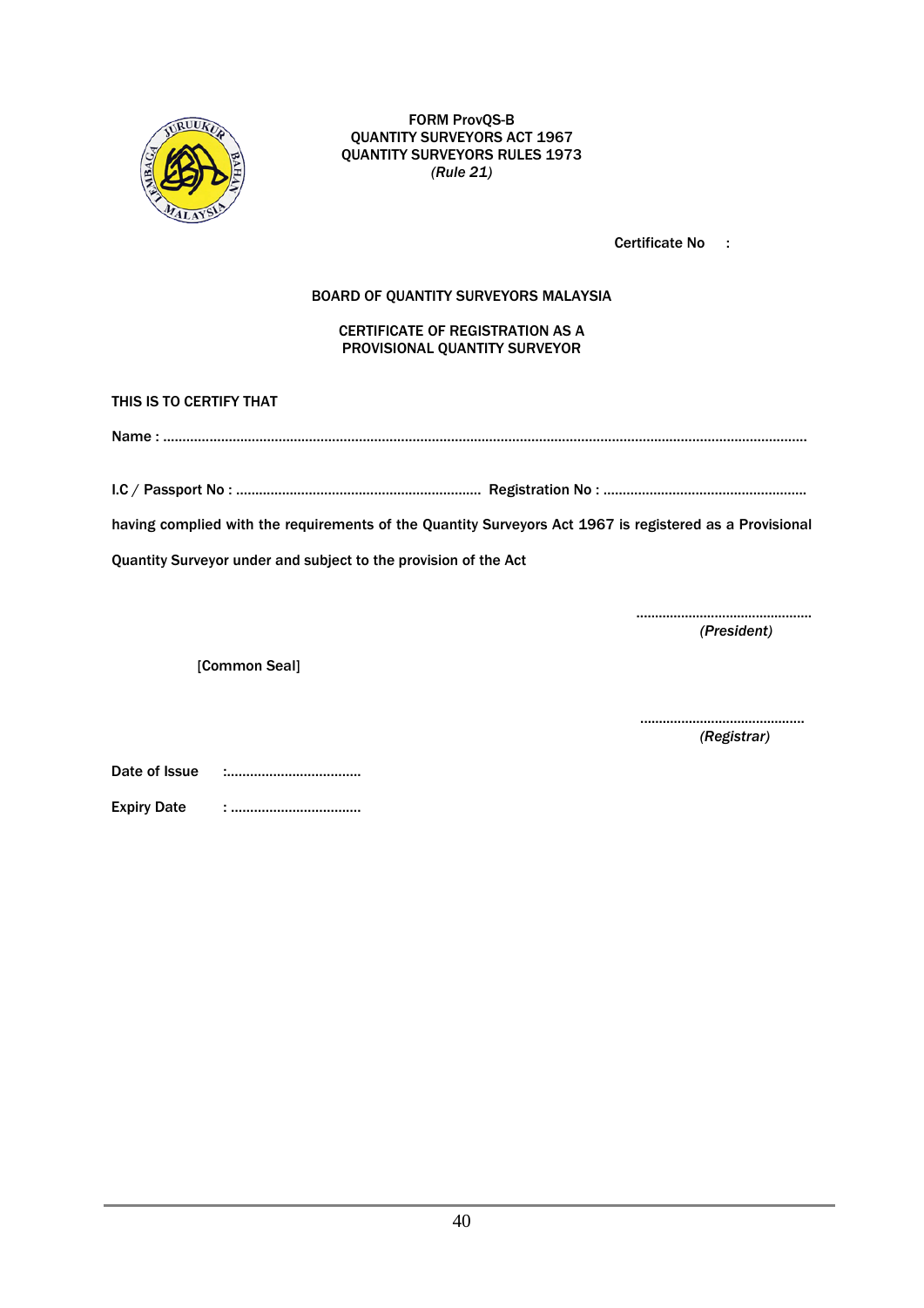FORM ProvQS-B
QUANTITY SURVEYORS ACT 1967
QUANTITY SURVEYORS RULES 1973
*(Rule 21)*

Certificate No :

BOARD OF QUANTITY SURVEYORS MALAYSIA

CERTIFICATE OF REGISTRATION AS A
PROVISIONAL QUANTITY SURVEYOR

THIS IS TO CERTIFY THAT

Name : ...................................................................................................................................................................

I.C / Passport No : ............................................................... Registration No : ....................................................

having complied with the requirements of the Quantity Surveyors Act 1967 is registered as a Provisional Quantity Surveyor under and subject to the provision of the Act

..............................................
*(President)*

[Common Seal]

...........................................
*(Registrar)*

Date of Issue :...................................

Expiry Date : .................................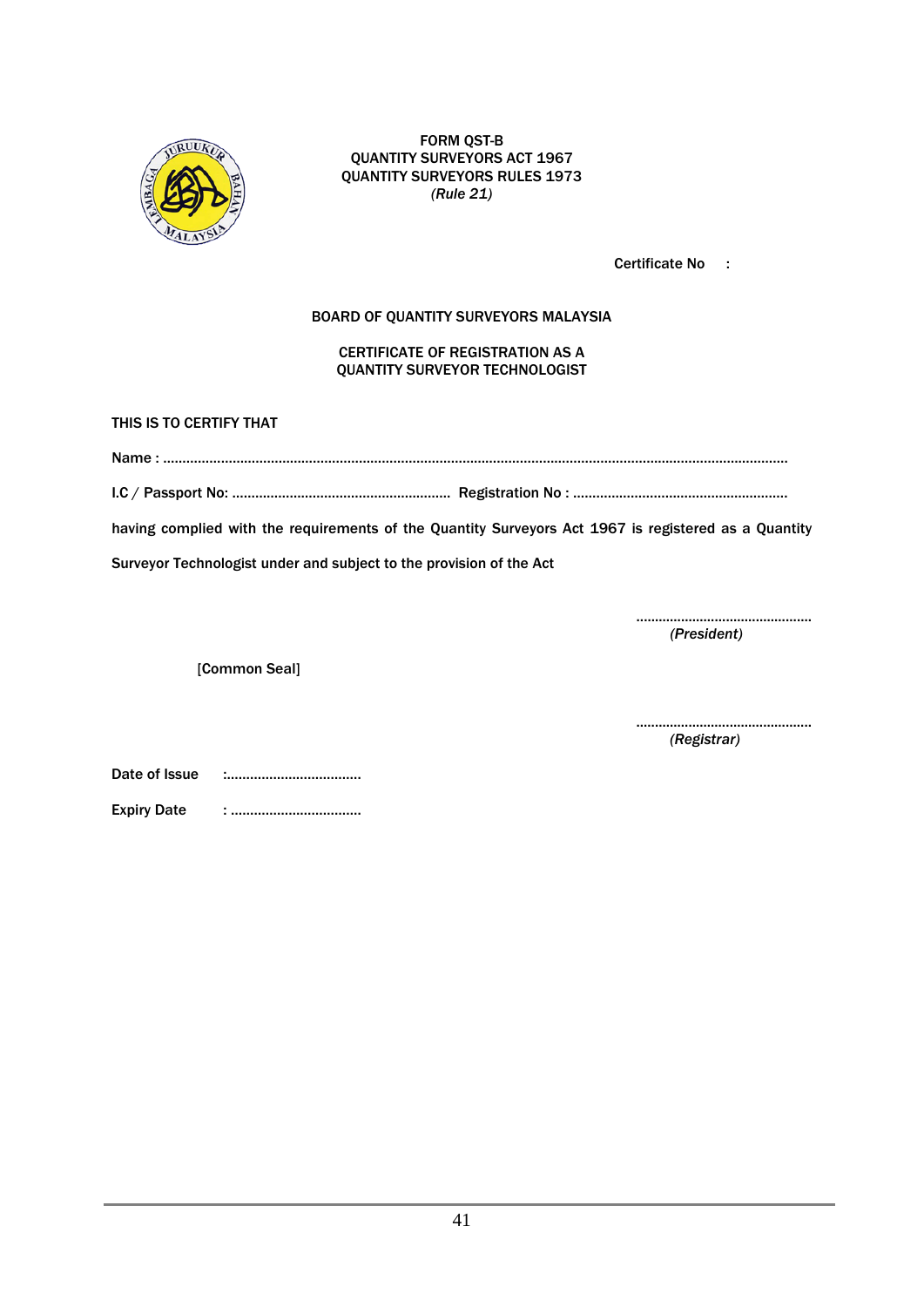FORM QST-B
QUANTITY SURVEYORS ACT 1967
QUANTITY SURVEYORS RULES 1973
*(Rule 21)*

Certificate No :

BOARD OF QUANTITY SURVEYORS MALAYSIA

CERTIFICATE OF REGISTRATION AS A
QUANTITY SURVEYOR TECHNOLOGIST

THIS IS TO CERTIFY THAT

Name : ..............................................................................................................................................

I.C / Passport No: ........................................................ Registration No : .......................................................

having complied with the requirements of the Quantity Surveyors Act 1967 is registered as a Quantity Surveyor Technologist under and subject to the provision of the Act

...............................................
*(President)*

[Common Seal]

...............................................
*(Registrar)*

Date of Issue :...................................

Expiry Date : ..................................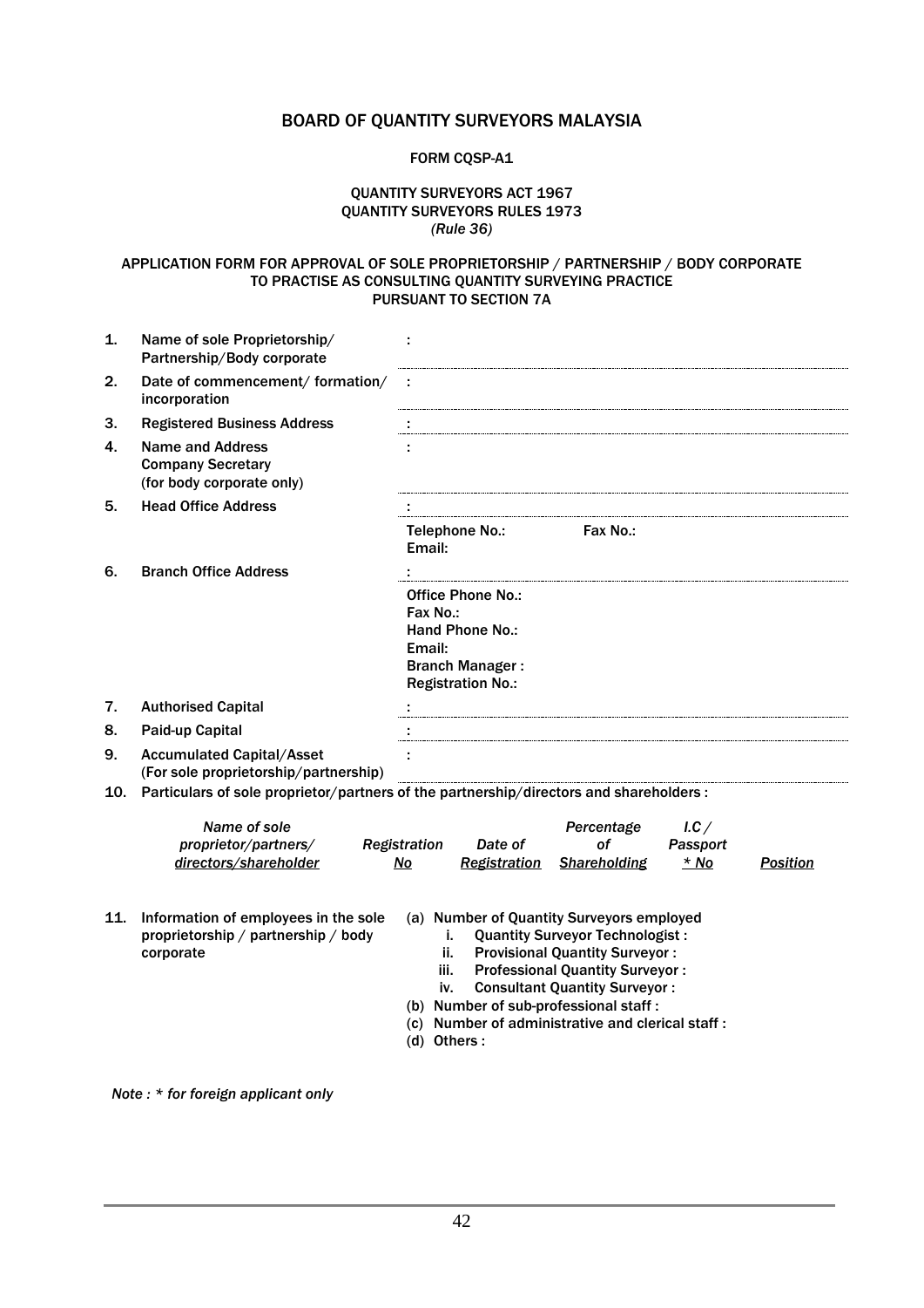# BOARD OF QUANTITY SURVEYORS MALAYSIA

**FORM CQSP-A1**

QUANTITY SURVEYORS ACT 1967
QUANTITY SURVEYORS RULES 1973
*(Rule 36)*

APPLICATION FORM FOR APPROVAL OF SOLE PROPRIETORSHIP / PARTNERSHIP / BODY CORPORATE TO PRACTISE AS CONSULTING QUANTITY SURVEYING PRACTICE PURSUANT TO SECTION 7A

1. **Name of sole Proprietorship/ Partnership/Body corporate** :
2. **Date of commencement/ formation/ incorporation** :
3. **Registered Business Address** :
4. **Name and Address Company Secretary (for body corporate only)** :
5. **Head Office Address** :

   Telephone No.: Fax No.:
   Email:
6. **Branch Office Address** :

   Office Phone No.:
   Fax No.:
   Hand Phone No.:
   Email:
   Branch Manager :
   Registration No.:
7. **Authorised Capital** :
8. **Paid-up Capital** :
9. **Accumulated Capital/Asset (For sole proprietorship/partnership)** :
10. **Particulars of sole proprietor/partners of the partnership/directors and shareholders :**

| *Name of sole proprietor/partners/ directors/shareholder* | *Registration No* | *Date of Registration* | *Percentage of Shareholding* | *I.C / Passport \* No* | *Position* |
|---|---|---|---|---|---|
| | | | | | |

11. **Information of employees in the sole proprietorship / partnership / body corporate**
    - (a) Number of Quantity Surveyors employed
        - i. Quantity Surveyor Technologist :
        - ii. Provisional Quantity Surveyor :
        - iii. Professional Quantity Surveyor :
        - iv. Consultant Quantity Surveyor :
    - (b) Number of sub-professional staff :
    - (c) Number of administrative and clerical staff :
    - (d) Others :

*Note : \* for foreign applicant only*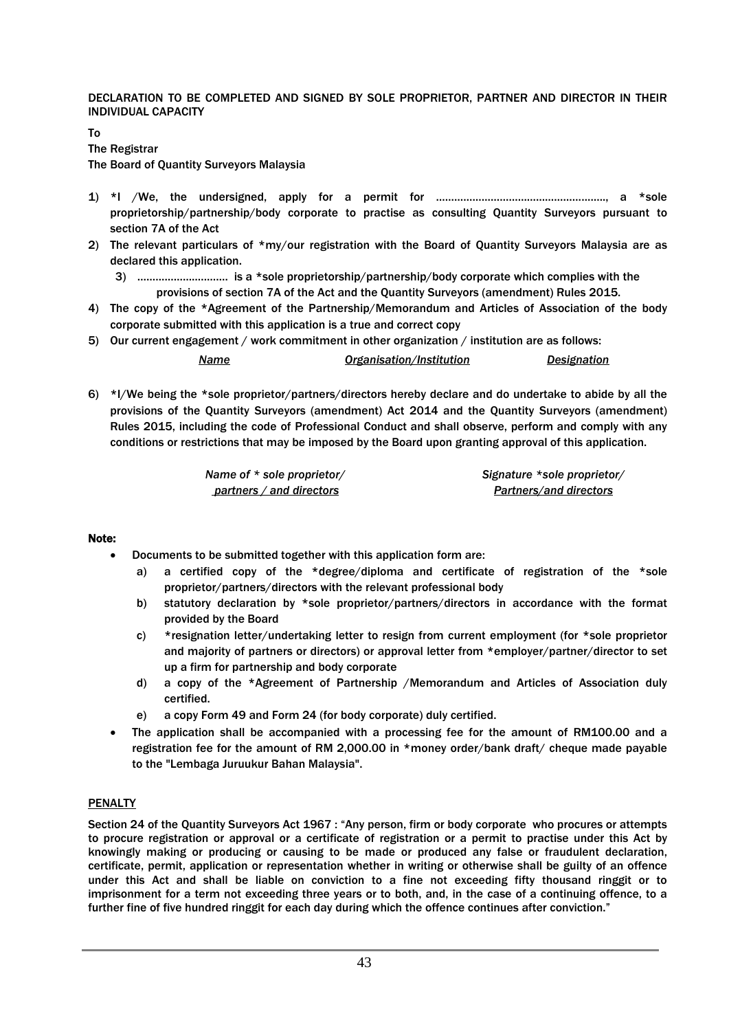DECLARATION TO BE COMPLETED AND SIGNED BY SOLE PROPRIETOR, PARTNER AND DIRECTOR IN THEIR INDIVIDUAL CAPACITY

To

The Registrar

The Board of Quantity Surveyors Malaysia

1) *I /We, the undersigned, apply for a permit for ………………………………………………, a *sole proprietorship/partnership/body corporate to practise as consulting Quantity Surveyors pursuant to section 7A of the Act
2) The relevant particulars of *my/our registration with the Board of Quantity Surveyors Malaysia are as declared this application.
3) ……………………….. is a *sole proprietorship/partnership/body corporate which complies with the provisions of section 7A of the Act and the Quantity Surveyors (amendment) Rules 2015.
4) The copy of the *Agreement of the Partnership/Memorandum and Articles of Association of the body corporate submitted with this application is a true and correct copy
5) Our current engagement / work commitment in other organization / institution are as follows:

| *Name* | *Organisation/Institution* | *Designation* |
|---|---|---|

6) *I/We being the *sole proprietor/partners/directors hereby declare and do undertake to abide by all the provisions of the Quantity Surveyors (amendment) Act 2014 and the Quantity Surveyors (amendment) Rules 2015, including the code of Professional Conduct and shall observe, perform and comply with any conditions or restrictions that may be imposed by the Board upon granting approval of this application.

| *Name of * sole proprietor/ partners / and directors* | *Signature *sole proprietor/ Partners/and directors* |
|---|---|

**Note:**

- Documents to be submitted together with this application form are:
  a) a certified copy of the *degree/diploma and certificate of registration of the *sole proprietor/partners/directors with the relevant professional body
  b) statutory declaration by *sole proprietor/partners/directors in accordance with the format provided by the Board
  c) *resignation letter/undertaking letter to resign from current employment (for *sole proprietor and majority of partners or directors) or approval letter from *employer/partner/director to set up a firm for partnership and body corporate
  d) a copy of the *Agreement of Partnership /Memorandum and Articles of Association duly certified.
  e) a copy Form 49 and Form 24 (for body corporate) duly certified.
- The application shall be accompanied with a processing fee for the amount of RM100.00 and a registration fee for the amount of RM 2,000.00 in *money order/bank draft/ cheque made payable to the "Lembaga Juruukur Bahan Malaysia".

PENALTY

Section 24 of the Quantity Surveyors Act 1967 : "Any person, firm or body corporate who procures or attempts to procure registration or approval or a certificate of registration or a permit to practise under this Act by knowingly making or producing or causing to be made or produced any false or fraudulent declaration, certificate, permit, application or representation whether in writing or otherwise shall be guilty of an offence under this Act and shall be liable on conviction to a fine not exceeding fifty thousand ringgit or to imprisonment for a term not exceeding three years or to both, and, in the case of a continuing offence, to a further fine of five hundred ringgit for each day during which the offence continues after conviction."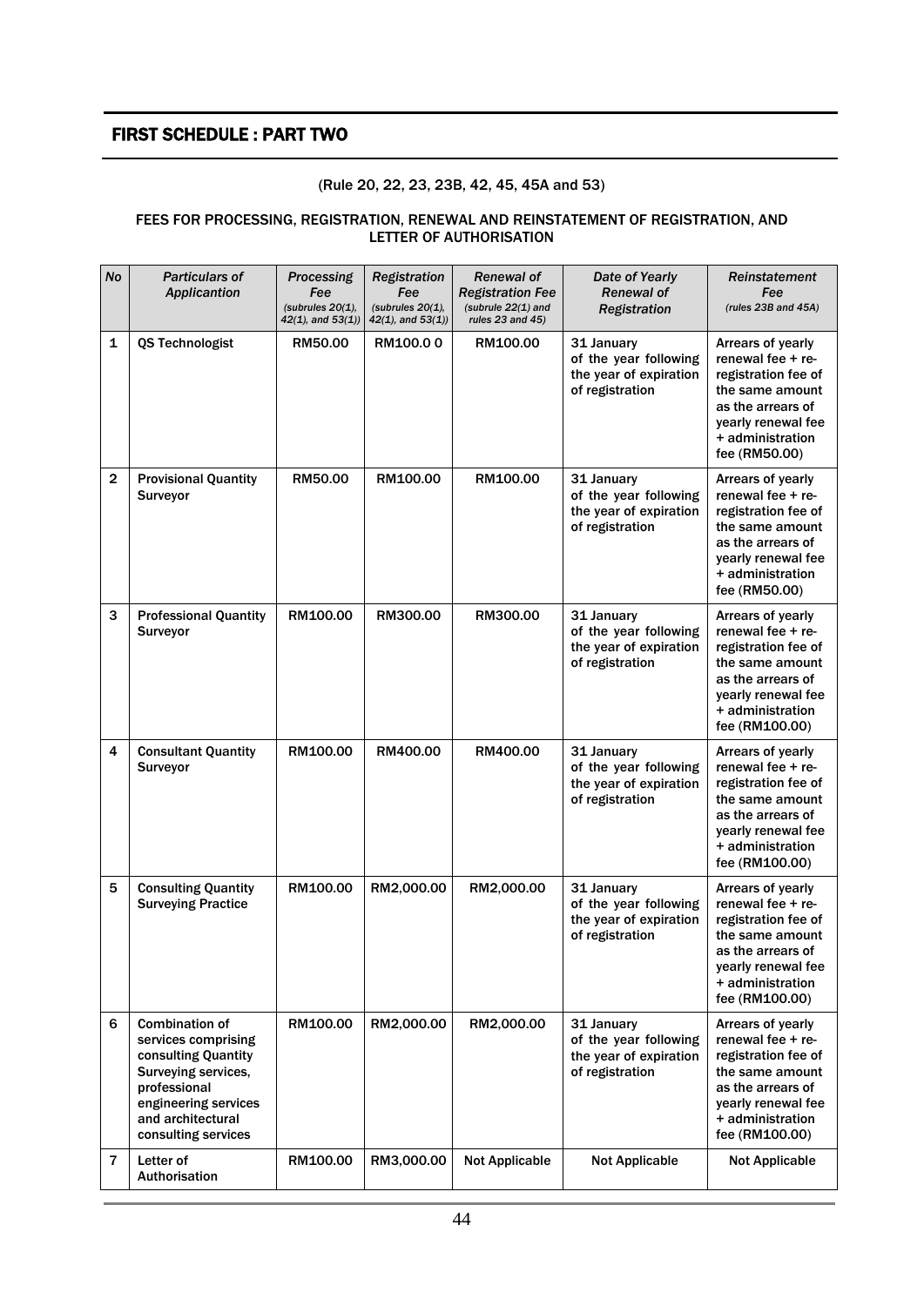## FIRST SCHEDULE : PART TWO

(Rule 20, 22, 23, 23B, 42, 45, 45A and 53)

**FEES FOR PROCESSING, REGISTRATION, RENEWAL AND REINSTATEMENT OF REGISTRATION, AND LETTER OF AUTHORISATION**

| *No* | *Particulars of Applicantion* | *Processing Fee* *(subrules 20(1), 42(1), and 53(1))* | *Registration Fee* *(subrules 20(1), 42(1), and 53(1))* | *Renewal of Registration Fee* *(subrule 22(1) and rules 23 and 45)* | *Date of Yearly Renewal of Registration* | *Reinstatement Fee* *(rules 23B and 45A)* |
|---|---|---|---|---|---|---|
| 1 | QS Technologist | RM50.00 | RM100.0 0 | RM100.00 | 31 January of the year following the year of expiration of registration | Arrears of yearly renewal fee + re-registration fee of the same amount as the arrears of yearly renewal fee + administration fee (RM50.00) |
| 2 | Provisional Quantity Surveyor | RM50.00 | RM100.00 | RM100.00 | 31 January of the year following the year of expiration of registration | Arrears of yearly renewal fee + re-registration fee of the same amount as the arrears of yearly renewal fee + administration fee (RM50.00) |
| 3 | Professional Quantity Surveyor | RM100.00 | RM300.00 | RM300.00 | 31 January of the year following the year of expiration of registration | Arrears of yearly renewal fee + re-registration fee of the same amount as the arrears of yearly renewal fee + administration fee (RM100.00) |
| 4 | Consultant Quantity Surveyor | RM100.00 | RM400.00 | RM400.00 | 31 January of the year following the year of expiration of registration | Arrears of yearly renewal fee + re-registration fee of the same amount as the arrears of yearly renewal fee + administration fee (RM100.00) |
| 5 | Consulting Quantity Surveying Practice | RM100.00 | RM2,000.00 | RM2,000.00 | 31 January of the year following the year of expiration of registration | Arrears of yearly renewal fee + re-registration fee of the same amount as the arrears of yearly renewal fee + administration fee (RM100.00) |
| 6 | Combination of services comprising consulting Quantity Surveying services, professional engineering services and architectural consulting services | RM100.00 | RM2,000.00 | RM2,000.00 | 31 January of the year following the year of expiration of registration | Arrears of yearly renewal fee + re-registration fee of the same amount as the arrears of yearly renewal fee + administration fee (RM100.00) |
| 7 | Letter of Authorisation | RM100.00 | RM3,000.00 | Not Applicable | Not Applicable | Not Applicable |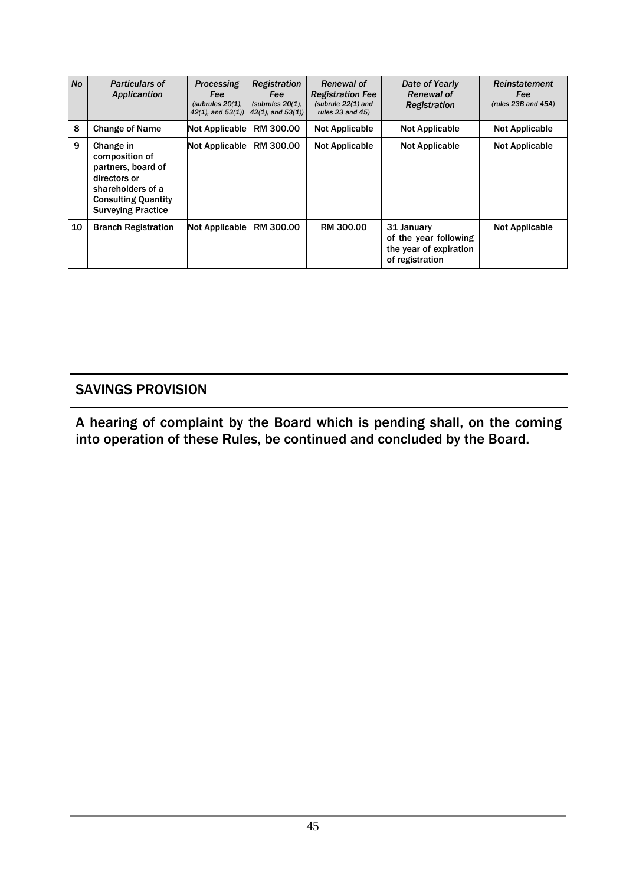| *No* | *Particulars of Applicantion* | *Processing Fee* *(subrules 20(1), 42(1), and 53(1))* | *Registration Fee* *(subrules 20(1), 42(1), and 53(1))* | *Renewal of Registration Fee* *(subrule 22(1) and rules 23 and 45)* | *Date of Yearly Renewal of Registration* | *Reinstatement Fee* *(rules 23B and 45A)* |
|---|---|---|---|---|---|---|
| 8 | Change of Name | Not Applicable | RM 300.00 | Not Applicable | Not Applicable | Not Applicable |
| 9 | Change in composition of partners, board of directors or shareholders of a Consulting Quantity Surveying Practice | Not Applicable | RM 300.00 | Not Applicable | Not Applicable | Not Applicable |
| 10 | Branch Registration | Not Applicable | RM 300.00 | RM 300.00 | 31 January of the year following the year of expiration of registration | Not Applicable |

## SAVINGS PROVISION

A hearing of complaint by the Board which is pending shall, on the coming into operation of these Rules, be continued and concluded by the Board.